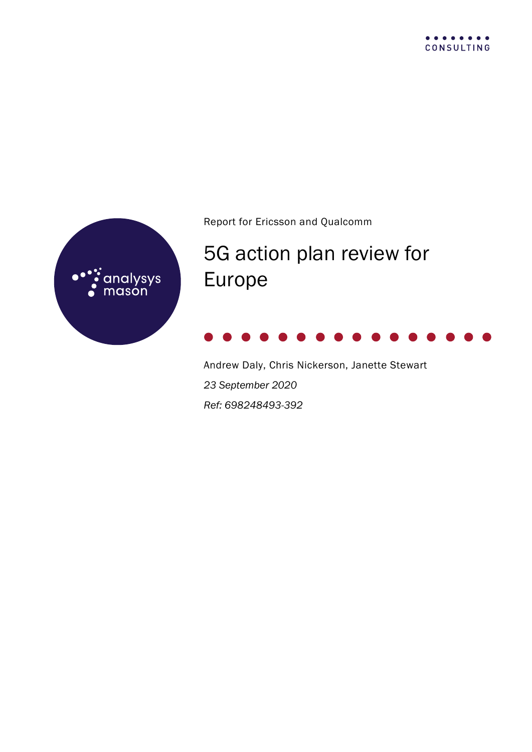Report for Ericsson and Qualcomm

# 5G action plan review for Europe

Andrew Daly, Chris Nickerson, Janette Stewart

*23 September 2020*

*Ref: 698248493-392*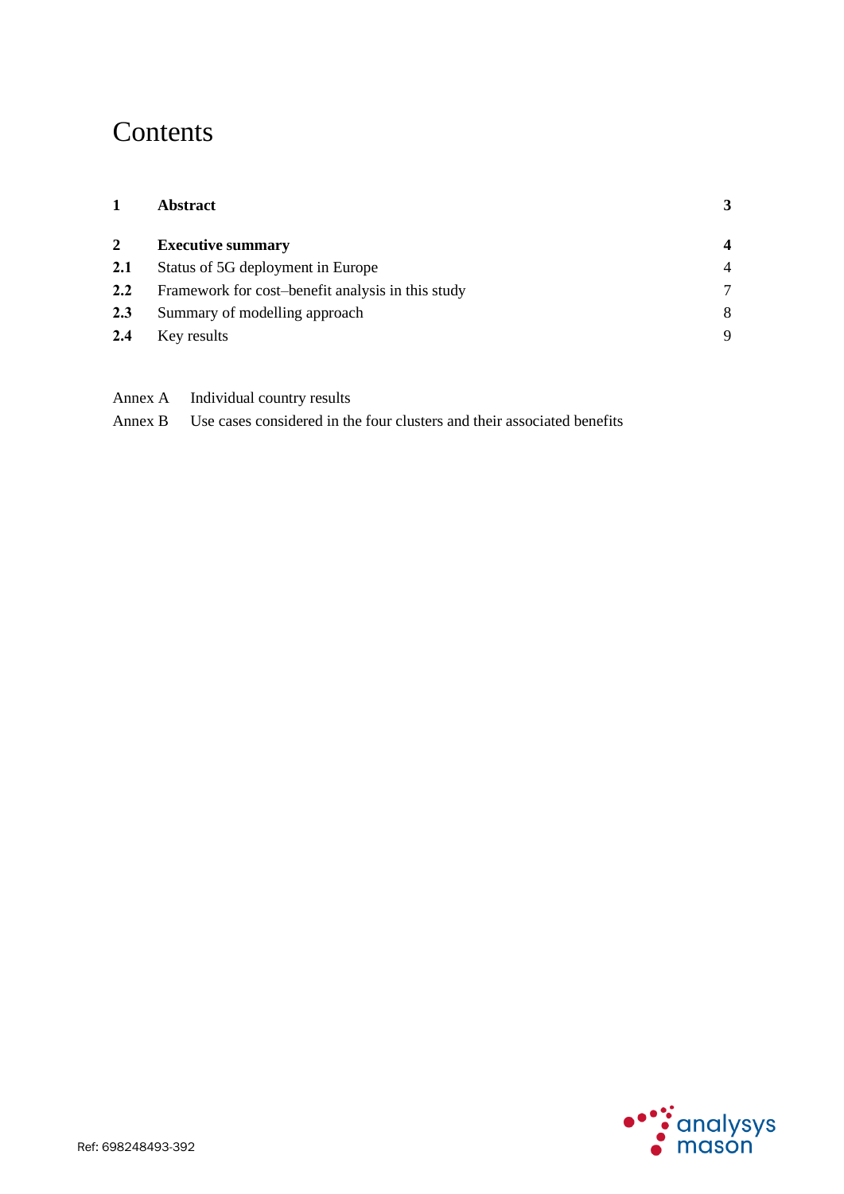# Contents

| | | |
|---|---|---|
| **1** | **Abstract** | **3** |
| **2** | **Executive summary** | **4** |
| **2.1** | Status of 5G deployment in Europe | 4 |
| **2.2** | Framework for cost–benefit analysis in this study | 7 |
| **2.3** | Summary of modelling approach | 8 |
| **2.4** | Key results | 9 |

Annex A Individual country results

Annex B Use cases considered in the four clusters and their associated benefits

Ref: 698248493-392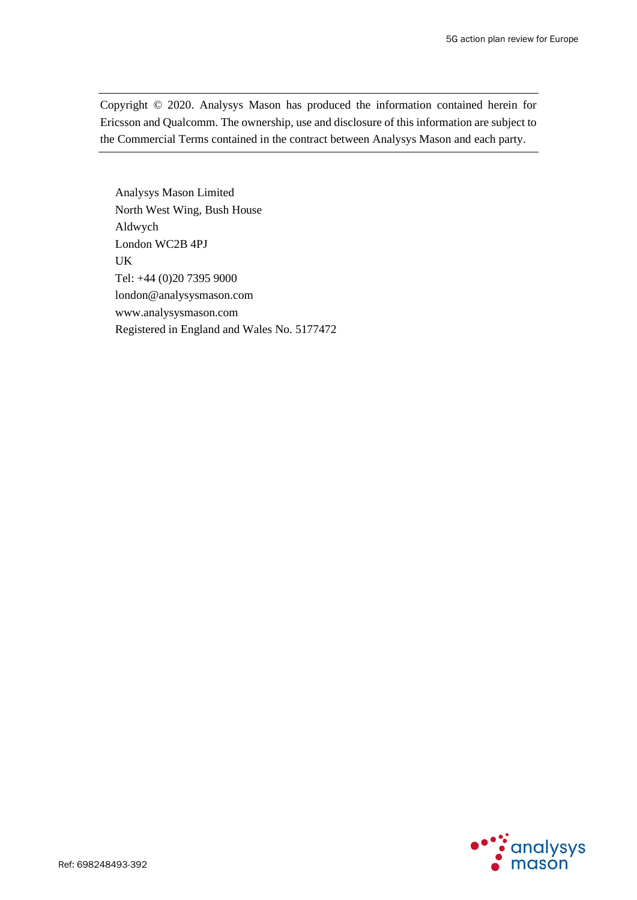Copyright © 2020. Analysys Mason has produced the information contained herein for Ericsson and Qualcomm. The ownership, use and disclosure of this information are subject to the Commercial Terms contained in the contract between Analysys Mason and each party.

Analysys Mason Limited
North West Wing, Bush House
Aldwych
London WC2B 4PJ
UK
Tel: +44 (0)20 7395 9000
london@analysysmason.com
www.analysysmason.com
Registered in England and Wales No. 5177472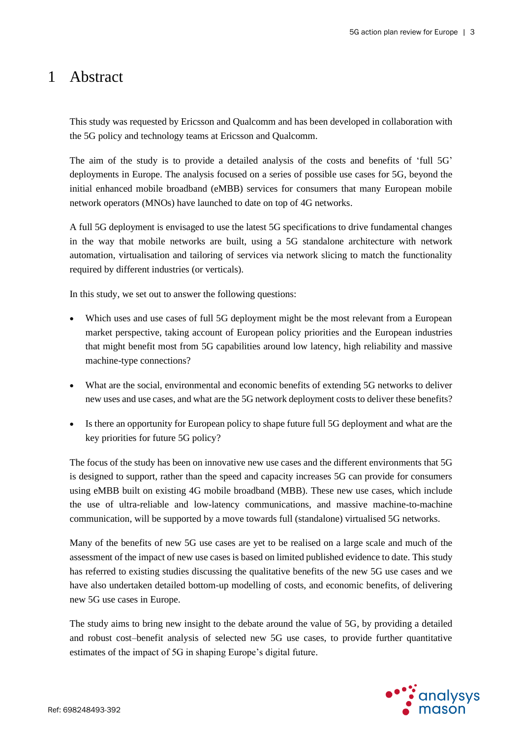# 1 Abstract

This study was requested by Ericsson and Qualcomm and has been developed in collaboration with the 5G policy and technology teams at Ericsson and Qualcomm.

The aim of the study is to provide a detailed analysis of the costs and benefits of 'full 5G' deployments in Europe. The analysis focused on a series of possible use cases for 5G, beyond the initial enhanced mobile broadband (eMBB) services for consumers that many European mobile network operators (MNOs) have launched to date on top of 4G networks.

A full 5G deployment is envisaged to use the latest 5G specifications to drive fundamental changes in the way that mobile networks are built, using a 5G standalone architecture with network automation, virtualisation and tailoring of services via network slicing to match the functionality required by different industries (or verticals).

In this study, we set out to answer the following questions:

- Which uses and use cases of full 5G deployment might be the most relevant from a European market perspective, taking account of European policy priorities and the European industries that might benefit most from 5G capabilities around low latency, high reliability and massive machine-type connections?
- What are the social, environmental and economic benefits of extending 5G networks to deliver new uses and use cases, and what are the 5G network deployment costs to deliver these benefits?
- Is there an opportunity for European policy to shape future full 5G deployment and what are the key priorities for future 5G policy?

The focus of the study has been on innovative new use cases and the different environments that 5G is designed to support, rather than the speed and capacity increases 5G can provide for consumers using eMBB built on existing 4G mobile broadband (MBB). These new use cases, which include the use of ultra-reliable and low-latency communications, and massive machine-to-machine communication, will be supported by a move towards full (standalone) virtualised 5G networks.

Many of the benefits of new 5G use cases are yet to be realised on a large scale and much of the assessment of the impact of new use cases is based on limited published evidence to date. This study has referred to existing studies discussing the qualitative benefits of the new 5G use cases and we have also undertaken detailed bottom-up modelling of costs, and economic benefits, of delivering new 5G use cases in Europe.

The study aims to bring new insight to the debate around the value of 5G, by providing a detailed and robust cost–benefit analysis of selected new 5G use cases, to provide further quantitative estimates of the impact of 5G in shaping Europe's digital future.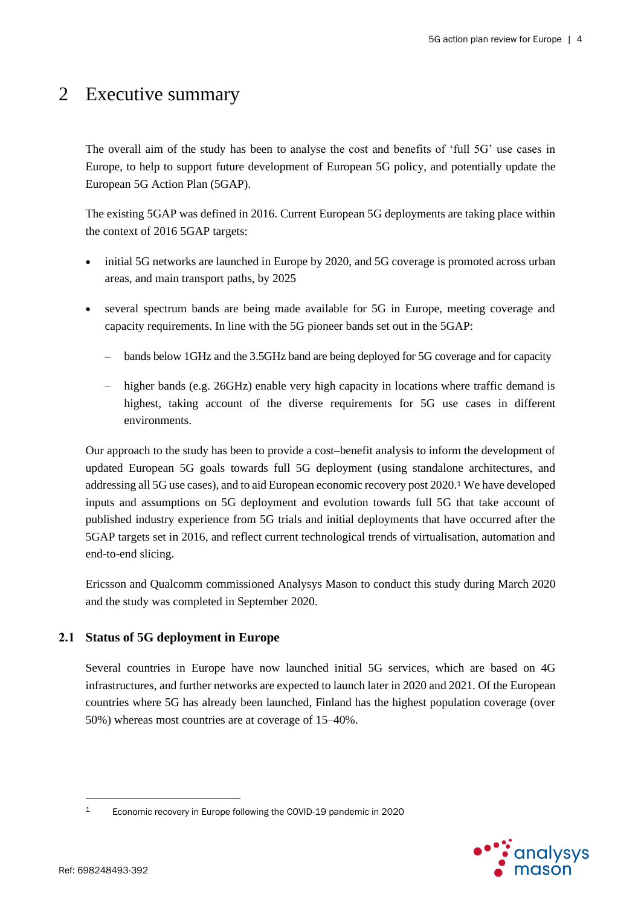# 2 Executive summary

The overall aim of the study has been to analyse the cost and benefits of 'full 5G' use cases in Europe, to help to support future development of European 5G policy, and potentially update the European 5G Action Plan (5GAP).

The existing 5GAP was defined in 2016. Current European 5G deployments are taking place within the context of 2016 5GAP targets:

- initial 5G networks are launched in Europe by 2020, and 5G coverage is promoted across urban areas, and main transport paths, by 2025
- several spectrum bands are being made available for 5G in Europe, meeting coverage and capacity requirements. In line with the 5G pioneer bands set out in the 5GAP:
  - bands below 1GHz and the 3.5GHz band are being deployed for 5G coverage and for capacity
  - higher bands (e.g. 26GHz) enable very high capacity in locations where traffic demand is highest, taking account of the diverse requirements for 5G use cases in different environments.

Our approach to the study has been to provide a cost–benefit analysis to inform the development of updated European 5G goals towards full 5G deployment (using standalone architectures, and addressing all 5G use cases), and to aid European economic recovery post 2020.[1] We have developed inputs and assumptions on 5G deployment and evolution towards full 5G that take account of published industry experience from 5G trials and initial deployments that have occurred after the 5GAP targets set in 2016, and reflect current technological trends of virtualisation, automation and end-to-end slicing.

Ericsson and Qualcomm commissioned Analysys Mason to conduct this study during March 2020 and the study was completed in September 2020.

## 2.1 Status of 5G deployment in Europe

Several countries in Europe have now launched initial 5G services, which are based on 4G infrastructures, and further networks are expected to launch later in 2020 and 2021. Of the European countries where 5G has already been launched, Finland has the highest population coverage (over 50%) whereas most countries are at coverage of 15–40%.

[1] Economic recovery in Europe following the COVID-19 pandemic in 2020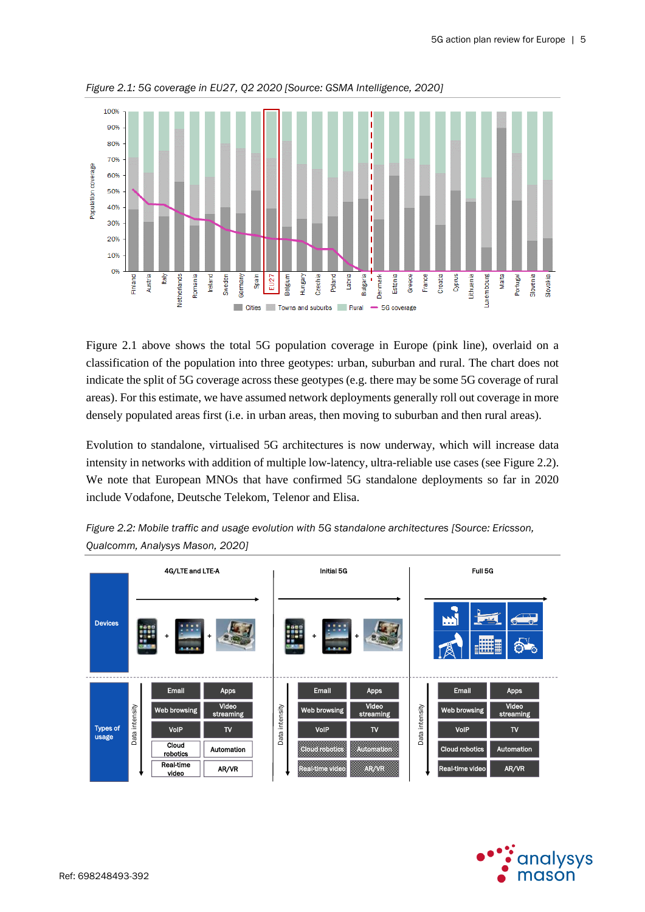*Figure 2.1: 5G coverage in EU27, Q2 2020 [Source: GSMA Intelligence, 2020]*

Figure 2.1 above shows the total 5G population coverage in Europe (pink line), overlaid on a classification of the population into three geotypes: urban, suburban and rural. The chart does not indicate the split of 5G coverage across these geotypes (e.g. there may be some 5G coverage of rural areas). For this estimate, we have assumed network deployments generally roll out coverage in more densely populated areas first (i.e. in urban areas, then moving to suburban and then rural areas).

Evolution to standalone, virtualised 5G architectures is now underway, which will increase data intensity in networks with addition of multiple low-latency, ultra-reliable use cases (see Figure 2.2). We note that European MNOs that have confirmed 5G standalone deployments so far in 2020 include Vodafone, Deutsche Telekom, Telenor and Elisa.

*Figure 2.2: Mobile traffic and usage evolution with 5G standalone architectures [Source: Ericsson, Qualcomm, Analysys Mason, 2020]*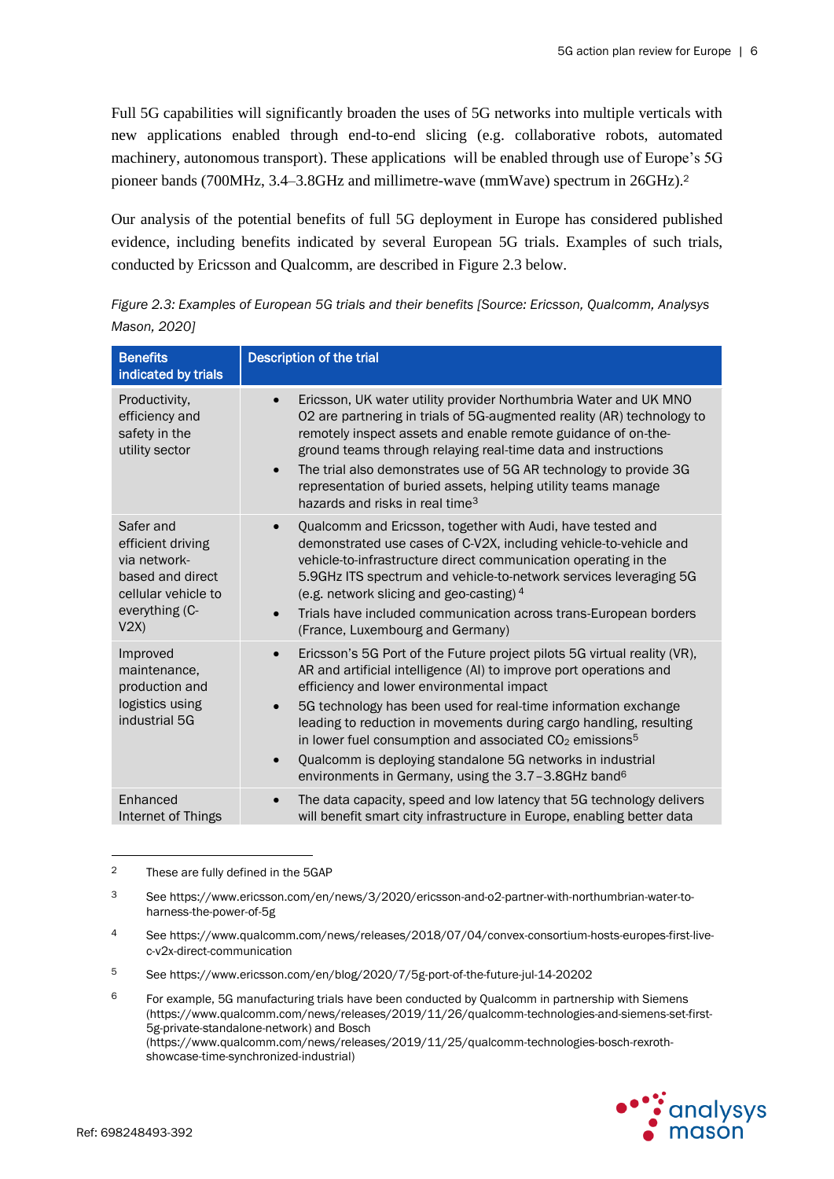Full 5G capabilities will significantly broaden the uses of 5G networks into multiple verticals with new applications enabled through end-to-end slicing (e.g. collaborative robots, automated machinery, autonomous transport). These applications will be enabled through use of Europe's 5G pioneer bands (700MHz, 3.4–3.8GHz and millimetre-wave (mmWave) spectrum in 26GHz).[2]

Our analysis of the potential benefits of full 5G deployment in Europe has considered published evidence, including benefits indicated by several European 5G trials. Examples of such trials, conducted by Ericsson and Qualcomm, are described in Figure 2.3 below.

*Figure 2.3: Examples of European 5G trials and their benefits [Source: Ericsson, Qualcomm, Analysys Mason, 2020]*

| Benefits indicated by trials | Description of the trial |
|---|---|
| Productivity, efficiency and safety in the utility sector | • Ericsson, UK water utility provider Northumbria Water and UK MNO O2 are partnering in trials of 5G-augmented reality (AR) technology to remotely inspect assets and enable remote guidance of on-the-ground teams through relaying real-time data and instructions<br>• The trial also demonstrates use of 5G AR technology to provide 3G representation of buried assets, helping utility teams manage hazards and risks in real time[3] |
| Safer and efficient driving via network-based and direct cellular vehicle to everything (C-V2X) | • Qualcomm and Ericsson, together with Audi, have tested and demonstrated use cases of C-V2X, including vehicle-to-vehicle and vehicle-to-infrastructure direct communication operating in the 5.9GHz ITS spectrum and vehicle-to-network services leveraging 5G (e.g. network slicing and geo-casting)[4]<br>• Trials have included communication across trans-European borders (France, Luxembourg and Germany) |
| Improved maintenance, production and logistics using industrial 5G | • Ericsson's 5G Port of the Future project pilots 5G virtual reality (VR), AR and artificial intelligence (AI) to improve port operations and efficiency and lower environmental impact<br>• 5G technology has been used for real-time information exchange leading to reduction in movements during cargo handling, resulting in lower fuel consumption and associated $CO_2$ emissions[5]<br>• Qualcomm is deploying standalone 5G networks in industrial environments in Germany, using the 3.7–3.8GHz band[6] |
| Enhanced Internet of Things | • The data capacity, speed and low latency that 5G technology delivers will benefit smart city infrastructure in Europe, enabling better data |

[2] These are fully defined in the 5GAP

[3] See https://www.ericsson.com/en/news/3/2020/ericsson-and-o2-partner-with-northumbrian-water-to-harness-the-power-of-5g

[4] See https://www.qualcomm.com/news/releases/2018/07/04/convex-consortium-hosts-europes-first-live-c-v2x-direct-communication

[5] See https://www.ericsson.com/en/blog/2020/7/5g-port-of-the-future-jul-14-20202

[6] For example, 5G manufacturing trials have been conducted by Qualcomm in partnership with Siemens (https://www.qualcomm.com/news/releases/2019/11/26/qualcomm-technologies-and-siemens-set-first-5g-private-standalone-network) and Bosch (https://www.qualcomm.com/news/releases/2019/11/25/qualcomm-technologies-bosch-rexroth-showcase-time-synchronized-industrial)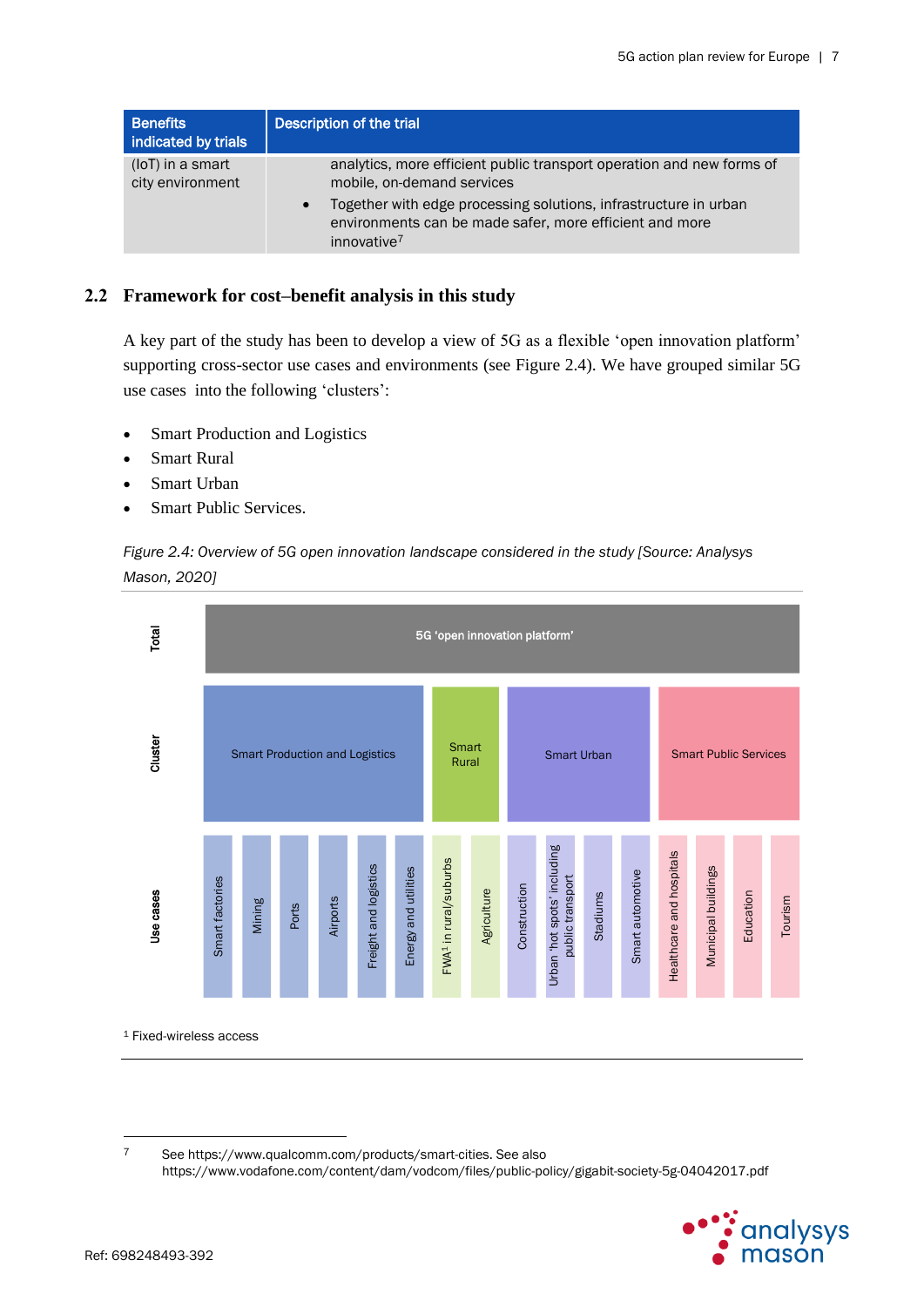| Benefits indicated by trials | Description of the trial |
|---|---|
| (IoT) in a smart city environment | analytics, more efficient public transport operation and new forms of mobile, on-demand services<br>• Together with edge processing solutions, infrastructure in urban environments can be made safer, more efficient and more innovative[7] |

## 2.2 Framework for cost–benefit analysis in this study

A key part of the study has been to develop a view of 5G as a flexible 'open innovation platform' supporting cross-sector use cases and environments (see Figure 2.4). We have grouped similar 5G use cases into the following 'clusters':

- Smart Production and Logistics
- Smart Rural
- Smart Urban
- Smart Public Services.

*Figure 2.4: Overview of 5G open innovation landscape considered in the study [Source: Analysys Mason, 2020]*

| Level | | | | | | | | | | | | | | | | | |
|---|---|---|---|---|---|---|---|---|---|---|---|---|---|---|---|---|---|
| Total | 5G 'open innovation platform' | | | | | | | | | | | | | | | | |
| Cluster | Smart Production and Logistics | | | | | | Smart Rural | | Smart Urban | | | | Smart Public Services | | | | |
| Use cases | Smart factories | Mining | Ports | Airports | Freight and logistics | Energy and utilities | FWA[1] in rural/suburbs | Agriculture | Construction | Urban 'hot spots' including public transport | Stadiums | Smart automotive | Healthcare and hospitals | Municipal buildings | Education | Tourism |

[1] Fixed-wireless access

[7] See https://www.qualcomm.com/products/smart-cities. See also https://www.vodafone.com/content/dam/vodcom/files/public-policy/gigabit-society-5g-04042017.pdf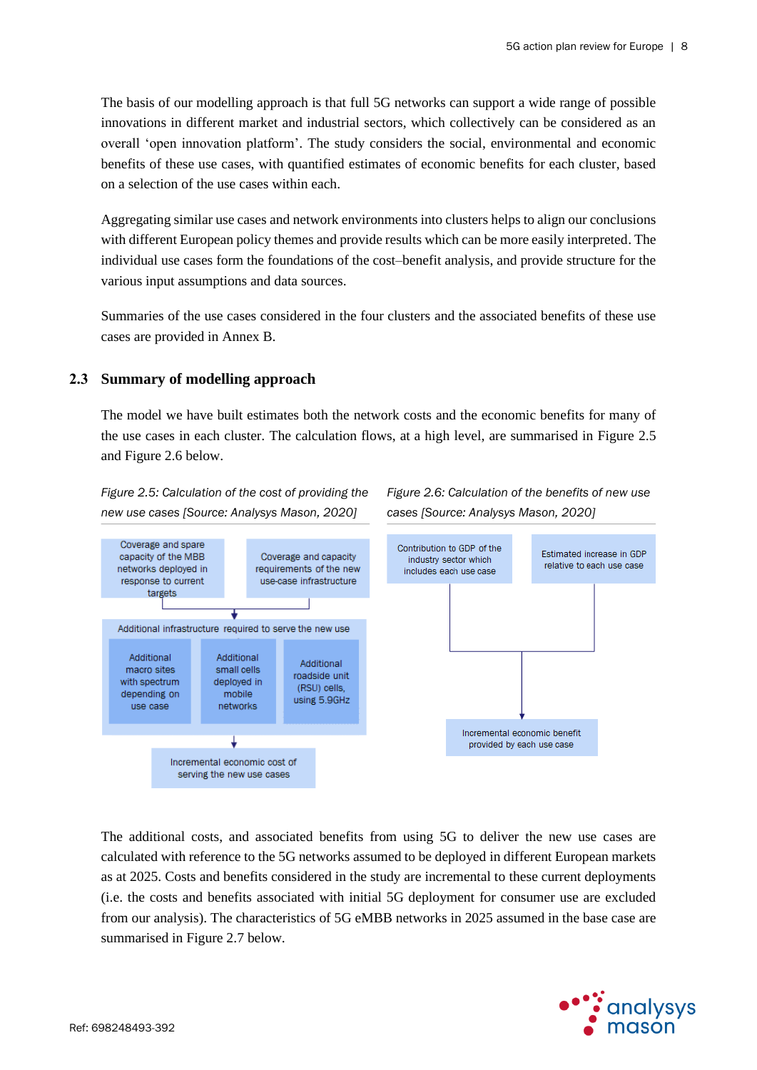The basis of our modelling approach is that full 5G networks can support a wide range of possible innovations in different market and industrial sectors, which collectively can be considered as an overall 'open innovation platform'. The study considers the social, environmental and economic benefits of these use cases, with quantified estimates of economic benefits for each cluster, based on a selection of the use cases within each.

Aggregating similar use cases and network environments into clusters helps to align our conclusions with different European policy themes and provide results which can be more easily interpreted. The individual use cases form the foundations of the cost–benefit analysis, and provide structure for the various input assumptions and data sources.

Summaries of the use cases considered in the four clusters and the associated benefits of these use cases are provided in Annex B.

## 2.3 Summary of modelling approach

The model we have built estimates both the network costs and the economic benefits for many of the use cases in each cluster. The calculation flows, at a high level, are summarised in Figure 2.5 and Figure 2.6 below.

*Figure 2.5: Calculation of the cost of providing the new use cases [Source: Analysys Mason, 2020]*

Coverage and spare capacity of the MBB networks deployed in response to current targets

Coverage and capacity requirements of the new use-case infrastructure

Additional infrastructure required to serve the new use

Additional macro sites with spectrum depending on use case

Additional small cells deployed in mobile networks

Additional roadside unit (RSU) cells, using 5.9GHz

Incremental economic cost of serving the new use cases

*Figure 2.6: Calculation of the benefits of new use cases [Source: Analysys Mason, 2020]*

Contribution to GDP of the industry sector which includes each use case

Estimated increase in GDP relative to each use case

Incremental economic benefit provided by each use case

The additional costs, and associated benefits from using 5G to deliver the new use cases are calculated with reference to the 5G networks assumed to be deployed in different European markets as at 2025. Costs and benefits considered in the study are incremental to these current deployments (i.e. the costs and benefits associated with initial 5G deployment for consumer use are excluded from our analysis). The characteristics of 5G eMBB networks in 2025 assumed in the base case are summarised in Figure 2.7 below.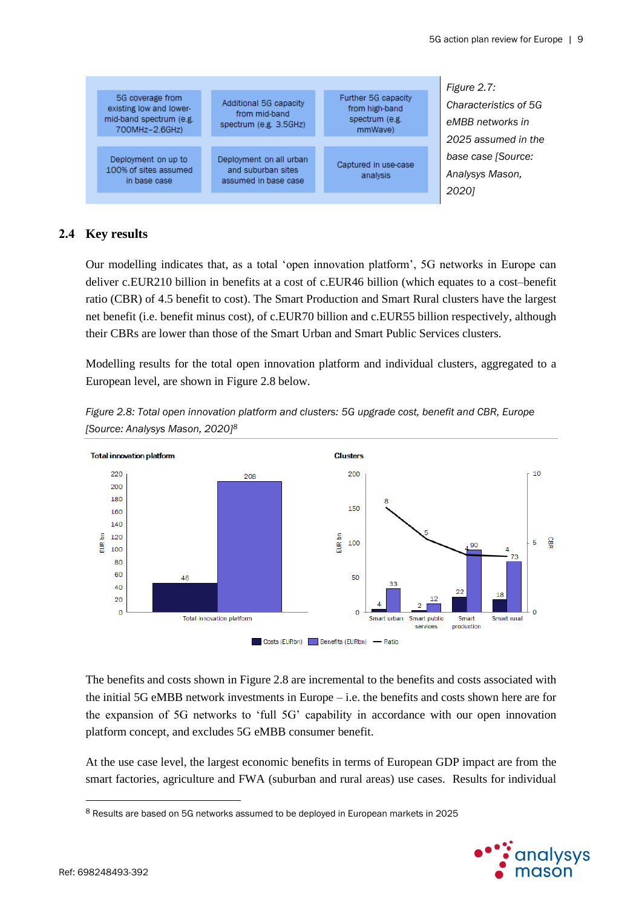| 5G coverage from existing low and lower-mid-band spectrum (e.g. 700MHz–2.6GHz) | Additional 5G capacity from mid-band spectrum (e.g. 3.5GHz) | Further 5G capacity from high-band spectrum (e.g. mmWave) |
|---|---|---|
| Deployment on up to 100% of sites assumed in base case | Deployment on all urban and suburban sites assumed in base case | Captured in use-case analysis |

*Figure 2.7: Characteristics of 5G eMBB networks in 2025 assumed in the base case [Source: Analysys Mason, 2020]*

## 2.4 Key results

Our modelling indicates that, as a total 'open innovation platform', 5G networks in Europe can deliver c.EUR210 billion in benefits at a cost of c.EUR46 billion (which equates to a cost–benefit ratio (CBR) of 4.5 benefit to cost). The Smart Production and Smart Rural clusters have the largest net benefit (i.e. benefit minus cost), of c.EUR70 billion and c.EUR55 billion respectively, although their CBRs are lower than those of the Smart Urban and Smart Public Services clusters.

Modelling results for the total open innovation platform and individual clusters, aggregated to a European level, are shown in Figure 2.8 below.

*Figure 2.8: Total open innovation platform and clusters: 5G upgrade cost, benefit and CBR, Europe [Source: Analysys Mason, 2020][8]*

**Total innovation platform**

| | Costs (EURbn) | Benefits (EURbn) |
|---|---|---|
| Total innovation platform | 46 | 208 |

**Clusters**

| | Costs (EURbn) | Benefits (EURbn) | Ratio |
|---|---|---|---|
| Smart urban | 4 | 33 | 8 |
| Smart public services | 2 | 12 | 5 |
| Smart production | 22 | 90 | 4 |
| Smart rural | 18 | 73 | 4 |

The benefits and costs shown in Figure 2.8 are incremental to the benefits and costs associated with the initial 5G eMBB network investments in Europe – i.e. the benefits and costs shown here are for the expansion of 5G networks to 'full 5G' capability in accordance with our open innovation platform concept, and excludes 5G eMBB consumer benefit.

At the use case level, the largest economic benefits in terms of European GDP impact are from the smart factories, agriculture and FWA (suburban and rural areas) use cases. Results for individual

[8] Results are based on 5G networks assumed to be deployed in European markets in 2025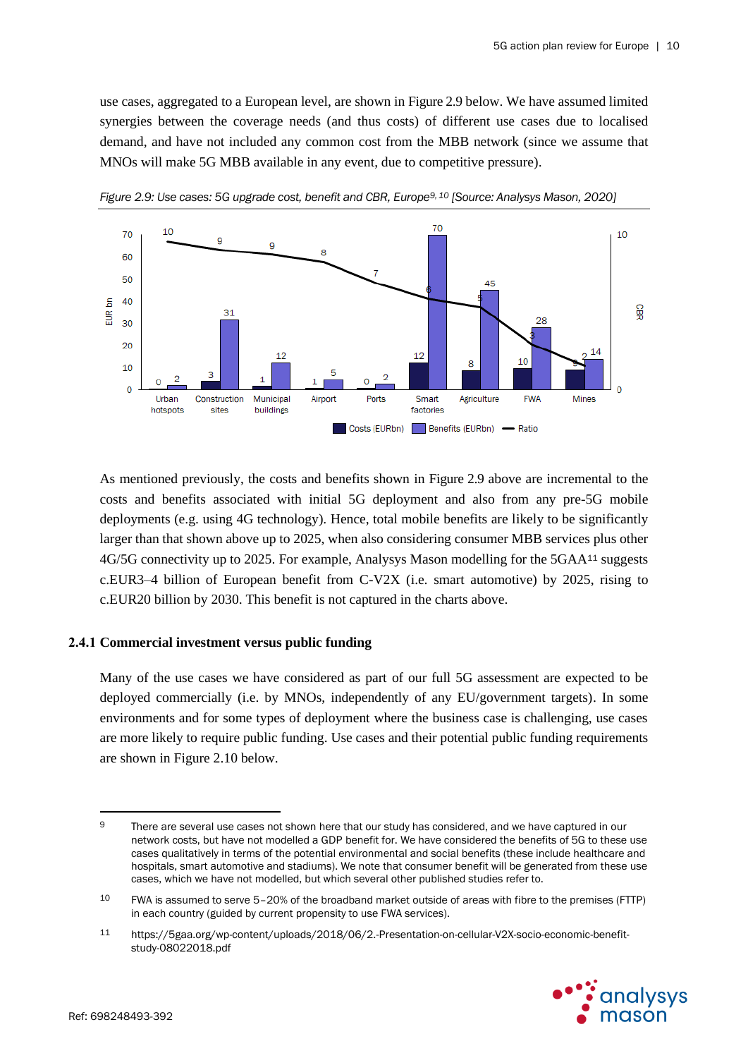use cases, aggregated to a European level, are shown in Figure 2.9 below. We have assumed limited synergies between the coverage needs (and thus costs) of different use cases due to localised demand, and have not included any common cost from the MBB network (since we assume that MNOs will make 5G MBB available in any event, due to competitive pressure).

*Figure 2.9: Use cases: 5G upgrade cost, benefit and CBR, Europe[9, 10] [Source: Analysys Mason, 2020]*

| Use case | Costs (EURbn) | Benefits (EURbn) | Ratio |
|---|---|---|---|
| Urban hotspots | 0 | 2 | 10 |
| Construction sites | 3 | 31 | 9 |
| Municipal buildings | 1 | 12 | 9 |
| Airport | 1 | 5 | 8 |
| Ports | 0 | 2 | 7 |
| Smart factories | 12 | 70 | 6 |
| Agriculture | 8 | 45 | 5 |
| FWA | 10 | 28 | 3 |
| Mines | 9 | 14 | 2 |

As mentioned previously, the costs and benefits shown in Figure 2.9 above are incremental to the costs and benefits associated with initial 5G deployment and also from any pre-5G mobile deployments (e.g. using 4G technology). Hence, total mobile benefits are likely to be significantly larger than that shown above up to 2025, when also considering consumer MBB services plus other 4G/5G connectivity up to 2025. For example, Analysys Mason modelling for the 5GAA[11] suggests c.EUR3–4 billion of European benefit from C-V2X (i.e. smart automotive) by 2025, rising to c.EUR20 billion by 2030. This benefit is not captured in the charts above.

### 2.4.1 Commercial investment versus public funding

Many of the use cases we have considered as part of our full 5G assessment are expected to be deployed commercially (i.e. by MNOs, independently of any EU/government targets). In some environments and for some types of deployment where the business case is challenging, use cases are more likely to require public funding. Use cases and their potential public funding requirements are shown in Figure 2.10 below.

---

9 There are several use cases not shown here that our study has considered, and we have captured in our network costs, but have not modelled a GDP benefit for. We have considered the benefits of 5G to these use cases qualitatively in terms of the potential environmental and social benefits (these include healthcare and hospitals, smart automotive and stadiums). We note that consumer benefit will be generated from these use cases, which we have not modelled, but which several other published studies refer to.

10 FWA is assumed to serve 5–20% of the broadband market outside of areas with fibre to the premises (FTTP) in each country (guided by current propensity to use FWA services).

11 https://5gaa.org/wp-content/uploads/2018/06/2.-Presentation-on-cellular-V2X-socio-economic-benefit-study-08022018.pdf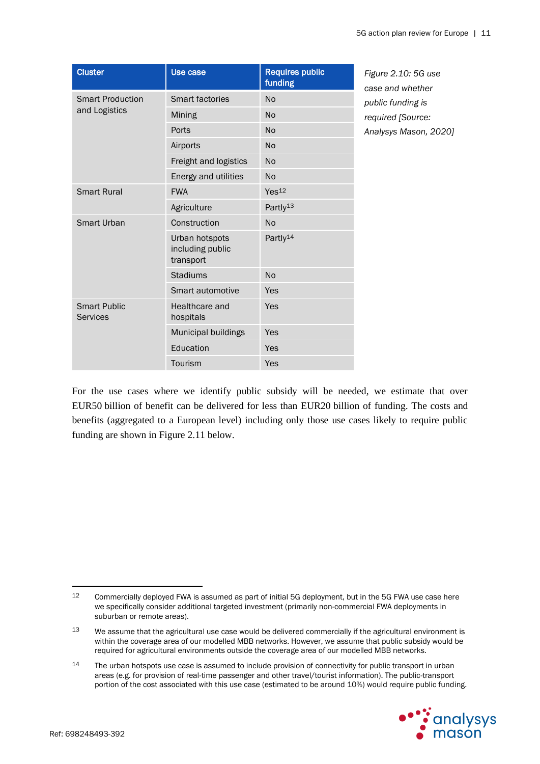| Cluster | Use case | Requires public funding |
|---|---|---|
| Smart Production and Logistics | Smart factories | No |
| | Mining | No |
| | Ports | No |
| | Airports | No |
| | Freight and logistics | No |
| | Energy and utilities | No |
| Smart Rural | FWA | Yes[12] |
| | Agriculture | Partly[13] |
| Smart Urban | Construction | No |
| | Urban hotspots including public transport | Partly[14] |
| | Stadiums | No |
| | Smart automotive | Yes |
| Smart Public Services | Healthcare and hospitals | Yes |
| | Municipal buildings | Yes |
| | Education | Yes |
| | Tourism | Yes |

*Figure 2.10: 5G use case and whether public funding is required [Source: Analysys Mason, 2020]*

For the use cases where we identify public subsidy will be needed, we estimate that over EUR50 billion of benefit can be delivered for less than EUR20 billion of funding. The costs and benefits (aggregated to a European level) including only those use cases likely to require public funding are shown in Figure 2.11 below.

---

12 Commercially deployed FWA is assumed as part of initial 5G deployment, but in the 5G FWA use case here we specifically consider additional targeted investment (primarily non-commercial FWA deployments in suburban or remote areas).

13 We assume that the agricultural use case would be delivered commercially if the agricultural environment is within the coverage area of our modelled MBB networks. However, we assume that public subsidy would be required for agricultural environments outside the coverage area of our modelled MBB networks.

14 The urban hotspots use case is assumed to include provision of connectivity for public transport in urban areas (e.g. for provision of real-time passenger and other travel/tourist information). The public-transport portion of the cost associated with this use case (estimated to be around 10%) would require public funding.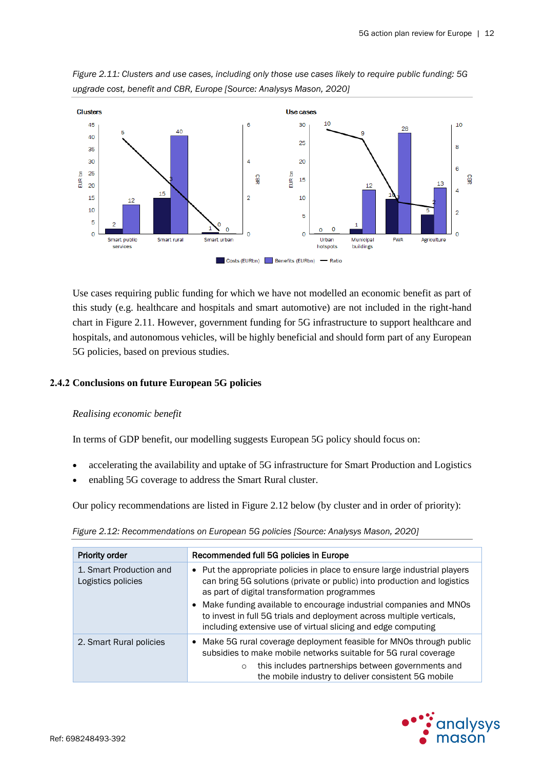*Figure 2.11: Clusters and use cases, including only those use cases likely to require public funding: 5G upgrade cost, benefit and CBR, Europe [Source: Analysys Mason, 2020]*

Use cases requiring public funding for which we have not modelled an economic benefit as part of this study (e.g. healthcare and hospitals and smart automotive) are not included in the right-hand chart in Figure 2.11. However, government funding for 5G infrastructure to support healthcare and hospitals, and autonomous vehicles, will be highly beneficial and should form part of any European 5G policies, based on previous studies.

### 2.4.2 Conclusions on future European 5G policies

*Realising economic benefit*

In terms of GDP benefit, our modelling suggests European 5G policy should focus on:

- accelerating the availability and uptake of 5G infrastructure for Smart Production and Logistics
- enabling 5G coverage to address the Smart Rural cluster.

Our policy recommendations are listed in Figure 2.12 below (by cluster and in order of priority):

*Figure 2.12: Recommendations on European 5G policies [Source: Analysys Mason, 2020]*

| Priority order | Recommended full 5G policies in Europe |
|---|---|
| 1. Smart Production and Logistics policies | • Put the appropriate policies in place to ensure large industrial players can bring 5G solutions (private or public) into production and logistics as part of digital transformation programmes<br>• Make funding available to encourage industrial companies and MNOs to invest in full 5G trials and deployment across multiple verticals, including extensive use of virtual slicing and edge computing |
| 2. Smart Rural policies | • Make 5G rural coverage deployment feasible for MNOs through public subsidies to make mobile networks suitable for 5G rural coverage<br>○ this includes partnerships between governments and the mobile industry to deliver consistent 5G mobile |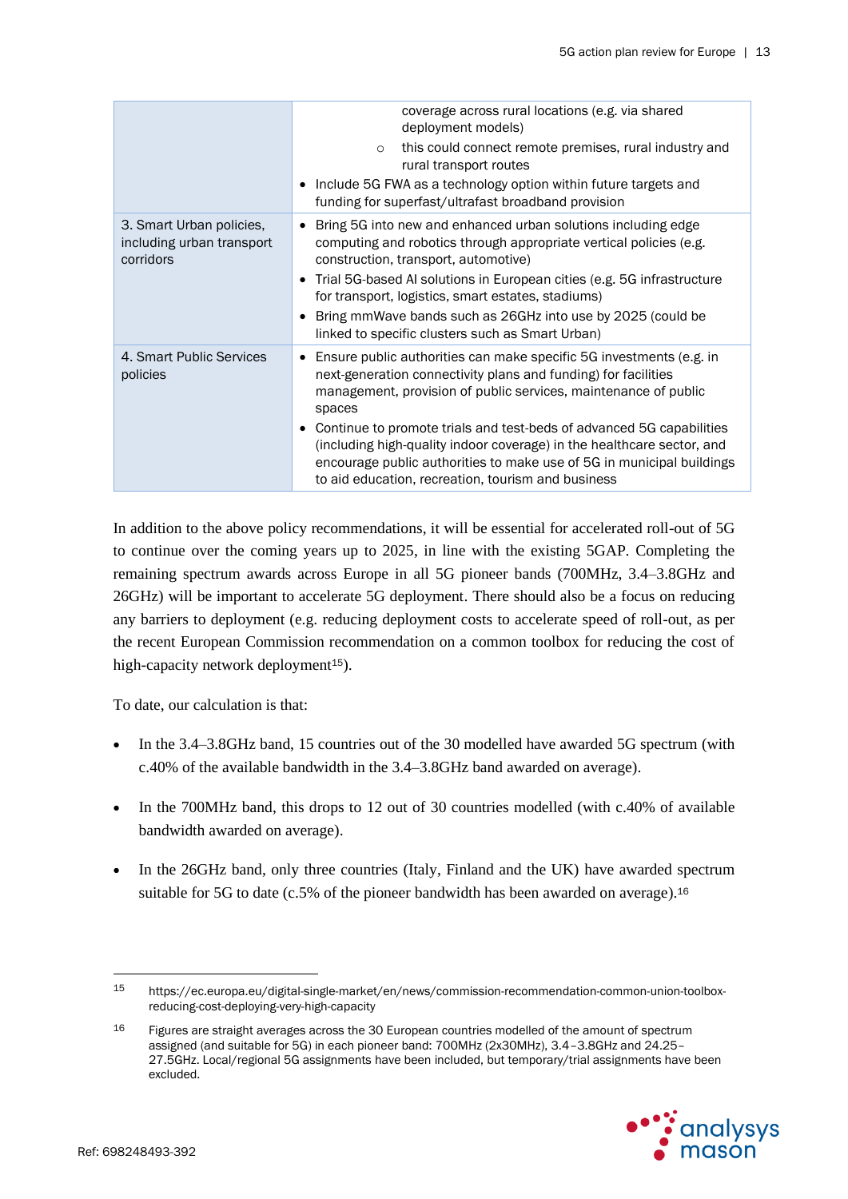| | |
|---|---|
| | coverage across rural locations (e.g. via shared deployment models)<br>○ this could connect remote premises, rural industry and rural transport routes<br>• Include 5G FWA as a technology option within future targets and funding for superfast/ultrafast broadband provision |
| 3. Smart Urban policies, including urban transport corridors | • Bring 5G into new and enhanced urban solutions including edge computing and robotics through appropriate vertical policies (e.g. construction, transport, automotive)<br>• Trial 5G-based AI solutions in European cities (e.g. 5G infrastructure for transport, logistics, smart estates, stadiums)<br>• Bring mmWave bands such as 26GHz into use by 2025 (could be linked to specific clusters such as Smart Urban) |
| 4. Smart Public Services policies | • Ensure public authorities can make specific 5G investments (e.g. in next-generation connectivity plans and funding) for facilities management, provision of public services, maintenance of public spaces<br>• Continue to promote trials and test-beds of advanced 5G capabilities (including high-quality indoor coverage) in the healthcare sector, and encourage public authorities to make use of 5G in municipal buildings to aid education, recreation, tourism and business |

In addition to the above policy recommendations, it will be essential for accelerated roll-out of 5G to continue over the coming years up to 2025, in line with the existing 5GAP. Completing the remaining spectrum awards across Europe in all 5G pioneer bands (700MHz, 3.4–3.8GHz and 26GHz) will be important to accelerate 5G deployment. There should also be a focus on reducing any barriers to deployment (e.g. reducing deployment costs to accelerate speed of roll-out, as per the recent European Commission recommendation on a common toolbox for reducing the cost of high-capacity network deployment[15]).

To date, our calculation is that:

- In the 3.4–3.8GHz band, 15 countries out of the 30 modelled have awarded 5G spectrum (with c.40% of the available bandwidth in the 3.4–3.8GHz band awarded on average).
- In the 700MHz band, this drops to 12 out of 30 countries modelled (with c.40% of available bandwidth awarded on average).
- In the 26GHz band, only three countries (Italy, Finland and the UK) have awarded spectrum suitable for 5G to date (c.5% of the pioneer bandwidth has been awarded on average).[16]

[15] https://ec.europa.eu/digital-single-market/en/news/commission-recommendation-common-union-toolbox-reducing-cost-deploying-very-high-capacity

[16] Figures are straight averages across the 30 European countries modelled of the amount of spectrum assigned (and suitable for 5G) in each pioneer band: 700MHz (2x30MHz), 3.4–3.8GHz and 24.25–27.5GHz. Local/regional 5G assignments have been included, but temporary/trial assignments have been excluded.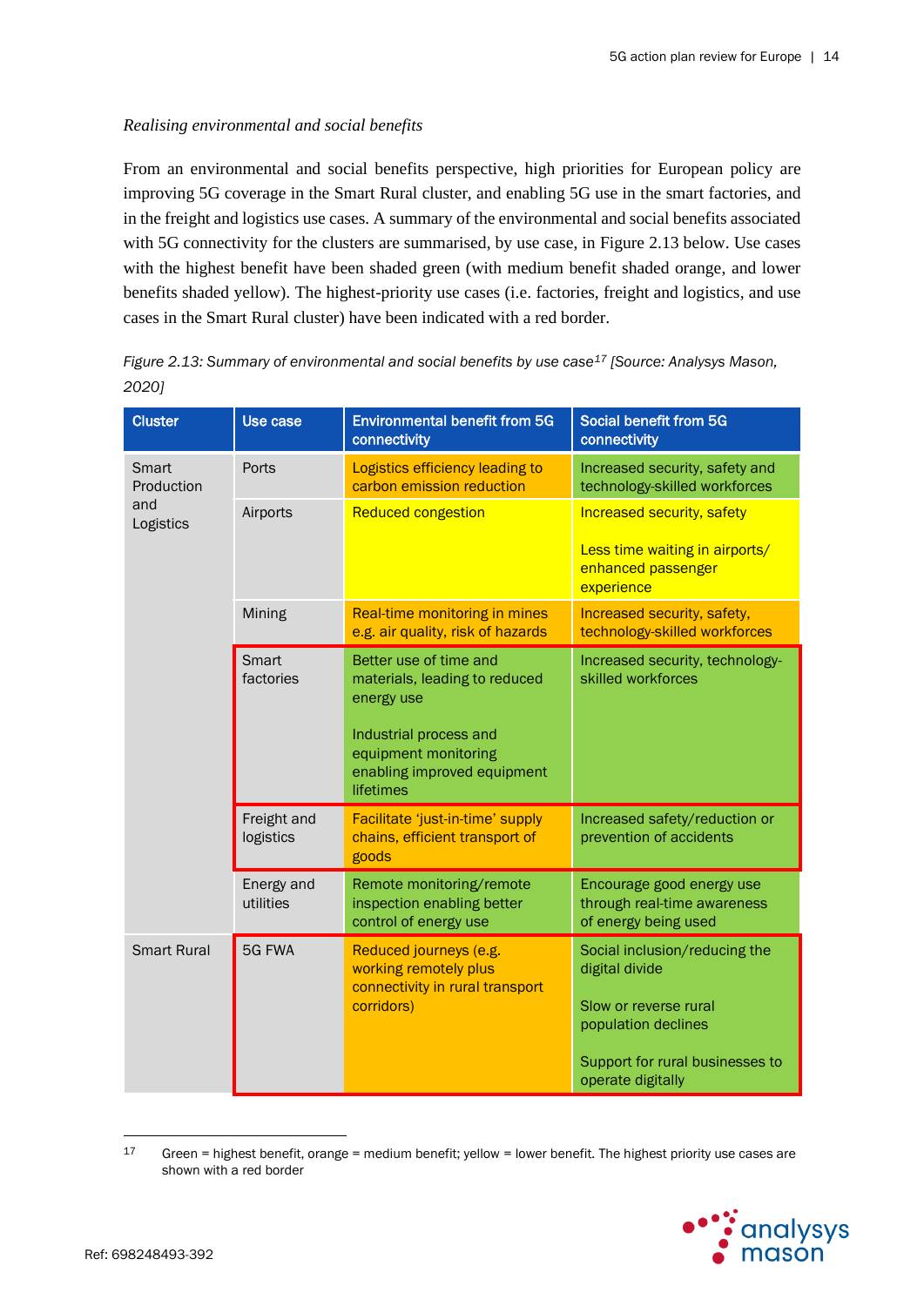*Realising environmental and social benefits*

From an environmental and social benefits perspective, high priorities for European policy are improving 5G coverage in the Smart Rural cluster, and enabling 5G use in the smart factories, and in the freight and logistics use cases. A summary of the environmental and social benefits associated with 5G connectivity for the clusters are summarised, by use case, in Figure 2.13 below. Use cases with the highest benefit have been shaded green (with medium benefit shaded orange, and lower benefits shaded yellow). The highest-priority use cases (i.e. factories, freight and logistics, and use cases in the Smart Rural cluster) have been indicated with a red border.

*Figure 2.13: Summary of environmental and social benefits by use case[17] [Source: Analysys Mason, 2020]*

| Cluster | Use case | Environmental benefit from 5G connectivity | Social benefit from 5G connectivity |
|---|---|---|---|
| Smart Production and Logistics | Ports | Logistics efficiency leading to carbon emission reduction | Increased security, safety and technology-skilled workforces |
| | Airports | Reduced congestion | Increased security, safety<br><br>Less time waiting in airports/ enhanced passenger experience |
| | Mining | Real-time monitoring in mines e.g. air quality, risk of hazards | Increased security, safety, technology-skilled workforces |
| | Smart factories | Better use of time and materials, leading to reduced energy use<br><br>Industrial process and equipment monitoring enabling improved equipment lifetimes | Increased security, technology-skilled workforces |
| | Freight and logistics | Facilitate 'just-in-time' supply chains, efficient transport of goods | Increased safety/reduction or prevention of accidents |
| | Energy and utilities | Remote monitoring/remote inspection enabling better control of energy use | Encourage good energy use through real-time awareness of energy being used |
| Smart Rural | 5G FWA | Reduced journeys (e.g. working remotely plus connectivity in rural transport corridors) | Social inclusion/reducing the digital divide<br><br>Slow or reverse rural population declines<br><br>Support for rural businesses to operate digitally |

[17] Green = highest benefit, orange = medium benefit; yellow = lower benefit. The highest priority use cases are shown with a red border

Ref: 698248493-392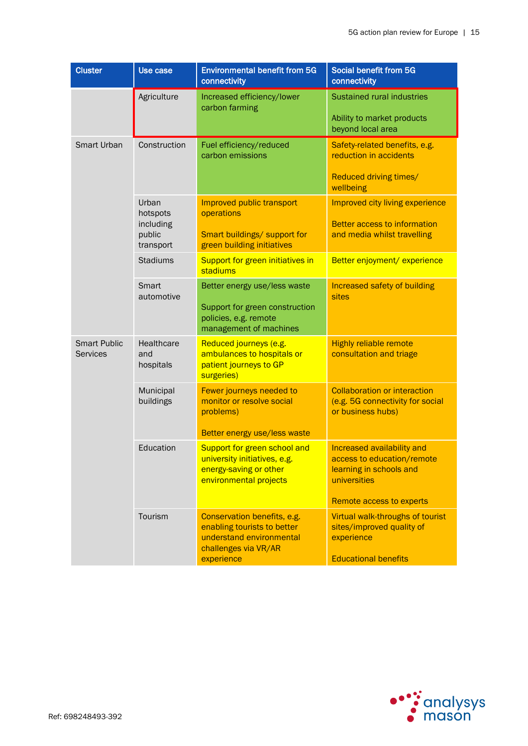| Cluster | Use case | Environmental benefit from 5G connectivity | Social benefit from 5G connectivity |
|---|---|---|---|
| | Agriculture | Increased efficiency/lower carbon farming | Sustained rural industries<br><br>Ability to market products beyond local area |
| Smart Urban | Construction | Fuel efficiency/reduced carbon emissions | Safety-related benefits, e.g. reduction in accidents<br><br>Reduced driving times/ wellbeing |
| | Urban hotspots including public transport | Improved public transport operations<br><br>Smart buildings/ support for green building initiatives | Improved city living experience<br><br>Better access to information and media whilst travelling |
| | Stadiums | Support for green initiatives in stadiums | Better enjoyment/ experience |
| | Smart automotive | Better energy use/less waste<br><br>Support for green construction policies, e.g. remote management of machines | Increased safety of building sites |
| Smart Public Services | Healthcare and hospitals | Reduced journeys (e.g. ambulances to hospitals or patient journeys to GP surgeries) | Highly reliable remote consultation and triage |
| | Municipal buildings | Fewer journeys needed to monitor or resolve social problems)<br><br>Better energy use/less waste | Collaboration or interaction (e.g. 5G connectivity for social or business hubs) |
| | Education | Support for green school and university initiatives, e.g. energy-saving or other environmental projects | Increased availability and access to education/remote learning in schools and universities<br><br>Remote access to experts |
| | Tourism | Conservation benefits, e.g. enabling tourists to better understand environmental challenges via VR/AR experience | Virtual walk-throughs of tourist sites/improved quality of experience<br><br>Educational benefits |

Ref: 698248493-392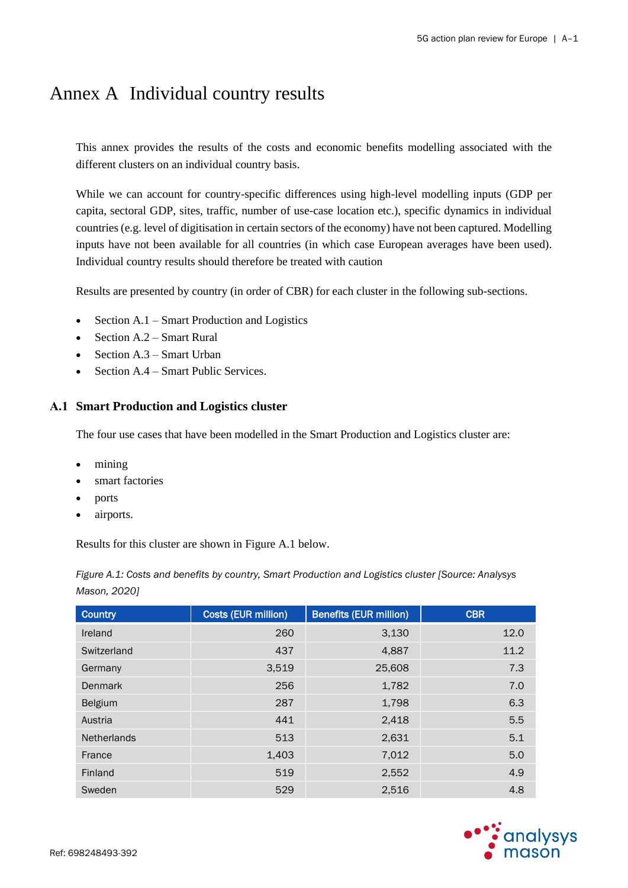# Annex A Individual country results

This annex provides the results of the costs and economic benefits modelling associated with the different clusters on an individual country basis.

While we can account for country-specific differences using high-level modelling inputs (GDP per capita, sectoral GDP, sites, traffic, number of use-case location etc.), specific dynamics in individual countries (e.g. level of digitisation in certain sectors of the economy) have not been captured. Modelling inputs have not been available for all countries (in which case European averages have been used). Individual country results should therefore be treated with caution

Results are presented by country (in order of CBR) for each cluster in the following sub-sections.

- Section A.1 – Smart Production and Logistics
- Section A.2 – Smart Rural
- Section A.3 – Smart Urban
- Section A.4 – Smart Public Services.

## A.1 Smart Production and Logistics cluster

The four use cases that have been modelled in the Smart Production and Logistics cluster are:

- mining
- smart factories
- ports
- airports.

Results for this cluster are shown in Figure A.1 below.

*Figure A.1: Costs and benefits by country, Smart Production and Logistics cluster [Source: Analysys Mason, 2020]*

| Country | Costs (EUR million) | Benefits (EUR million) | CBR |
|---|---|---|---|
| Ireland | 260 | 3,130 | 12.0 |
| Switzerland | 437 | 4,887 | 11.2 |
| Germany | 3,519 | 25,608 | 7.3 |
| Denmark | 256 | 1,782 | 7.0 |
| Belgium | 287 | 1,798 | 6.3 |
| Austria | 441 | 2,418 | 5.5 |
| Netherlands | 513 | 2,631 | 5.1 |
| France | 1,403 | 7,012 | 5.0 |
| Finland | 519 | 2,552 | 4.9 |
| Sweden | 529 | 2,516 | 4.8 |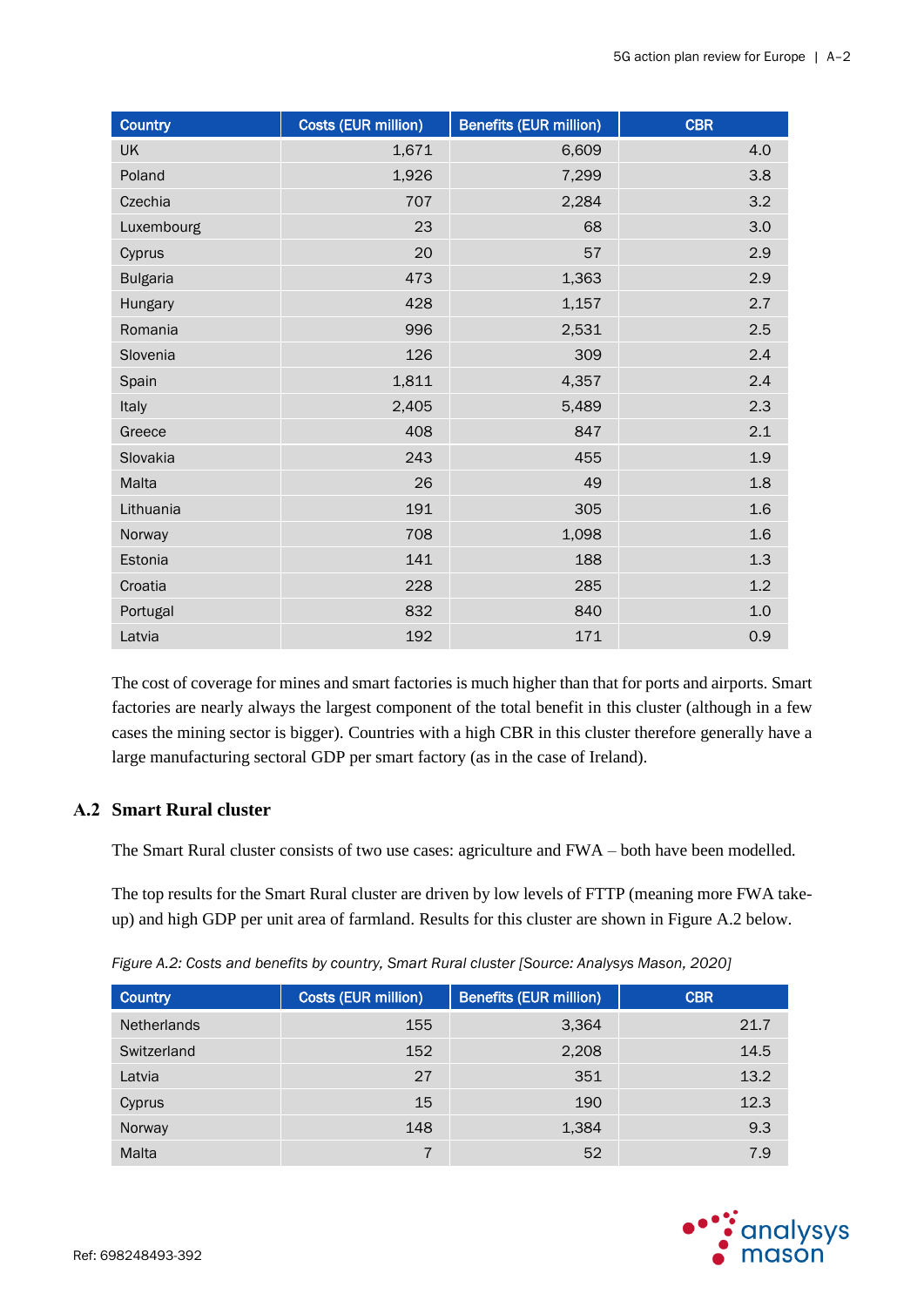| Country | Costs (EUR million) | Benefits (EUR million) | CBR |
|---|---|---|---|
| UK | 1,671 | 6,609 | 4.0 |
| Poland | 1,926 | 7,299 | 3.8 |
| Czechia | 707 | 2,284 | 3.2 |
| Luxembourg | 23 | 68 | 3.0 |
| Cyprus | 20 | 57 | 2.9 |
| Bulgaria | 473 | 1,363 | 2.9 |
| Hungary | 428 | 1,157 | 2.7 |
| Romania | 996 | 2,531 | 2.5 |
| Slovenia | 126 | 309 | 2.4 |
| Spain | 1,811 | 4,357 | 2.4 |
| Italy | 2,405 | 5,489 | 2.3 |
| Greece | 408 | 847 | 2.1 |
| Slovakia | 243 | 455 | 1.9 |
| Malta | 26 | 49 | 1.8 |
| Lithuania | 191 | 305 | 1.6 |
| Norway | 708 | 1,098 | 1.6 |
| Estonia | 141 | 188 | 1.3 |
| Croatia | 228 | 285 | 1.2 |
| Portugal | 832 | 840 | 1.0 |
| Latvia | 192 | 171 | 0.9 |

The cost of coverage for mines and smart factories is much higher than that for ports and airports. Smart factories are nearly always the largest component of the total benefit in this cluster (although in a few cases the mining sector is bigger). Countries with a high CBR in this cluster therefore generally have a large manufacturing sectoral GDP per smart factory (as in the case of Ireland).

## A.2 Smart Rural cluster

The Smart Rural cluster consists of two use cases: agriculture and FWA – both have been modelled.

The top results for the Smart Rural cluster are driven by low levels of FTTP (meaning more FWA take-up) and high GDP per unit area of farmland. Results for this cluster are shown in Figure A.2 below.

*Figure A.2: Costs and benefits by country, Smart Rural cluster [Source: Analysys Mason, 2020]*

| Country | Costs (EUR million) | Benefits (EUR million) | CBR |
|---|---|---|---|
| Netherlands | 155 | 3,364 | 21.7 |
| Switzerland | 152 | 2,208 | 14.5 |
| Latvia | 27 | 351 | 13.2 |
| Cyprus | 15 | 190 | 12.3 |
| Norway | 148 | 1,384 | 9.3 |
| Malta | 7 | 52 | 7.9 |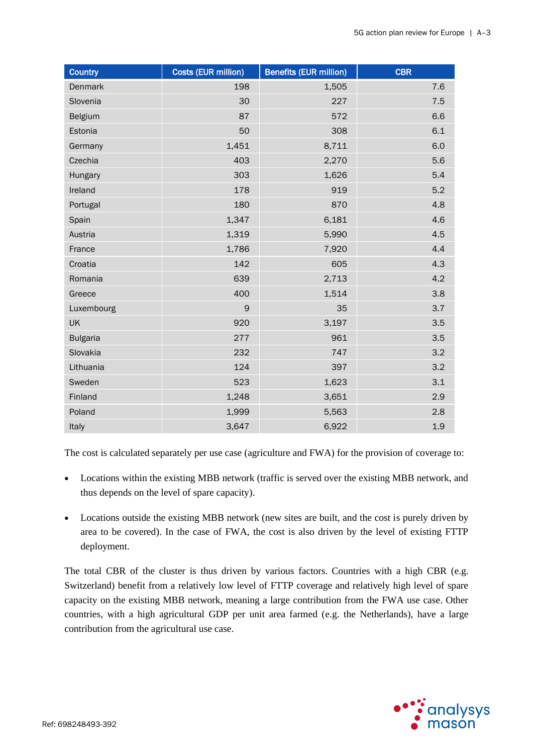| Country | Costs (EUR million) | Benefits (EUR million) | CBR |
|---|---|---|---|
| Denmark | 198 | 1,505 | 7.6 |
| Slovenia | 30 | 227 | 7.5 |
| Belgium | 87 | 572 | 6.6 |
| Estonia | 50 | 308 | 6.1 |
| Germany | 1,451 | 8,711 | 6.0 |
| Czechia | 403 | 2,270 | 5.6 |
| Hungary | 303 | 1,626 | 5.4 |
| Ireland | 178 | 919 | 5.2 |
| Portugal | 180 | 870 | 4.8 |
| Spain | 1,347 | 6,181 | 4.6 |
| Austria | 1,319 | 5,990 | 4.5 |
| France | 1,786 | 7,920 | 4.4 |
| Croatia | 142 | 605 | 4.3 |
| Romania | 639 | 2,713 | 4.2 |
| Greece | 400 | 1,514 | 3.8 |
| Luxembourg | 9 | 35 | 3.7 |
| UK | 920 | 3,197 | 3.5 |
| Bulgaria | 277 | 961 | 3.5 |
| Slovakia | 232 | 747 | 3.2 |
| Lithuania | 124 | 397 | 3.2 |
| Sweden | 523 | 1,623 | 3.1 |
| Finland | 1,248 | 3,651 | 2.9 |
| Poland | 1,999 | 5,563 | 2.8 |
| Italy | 3,647 | 6,922 | 1.9 |

The cost is calculated separately per use case (agriculture and FWA) for the provision of coverage to:

- Locations within the existing MBB network (traffic is served over the existing MBB network, and thus depends on the level of spare capacity).
- Locations outside the existing MBB network (new sites are built, and the cost is purely driven by area to be covered). In the case of FWA, the cost is also driven by the level of existing FTTP deployment.

The total CBR of the cluster is thus driven by various factors. Countries with a high CBR (e.g. Switzerland) benefit from a relatively low level of FTTP coverage and relatively high level of spare capacity on the existing MBB network, meaning a large contribution from the FWA use case. Other countries, with a high agricultural GDP per unit area farmed (e.g. the Netherlands), have a large contribution from the agricultural use case.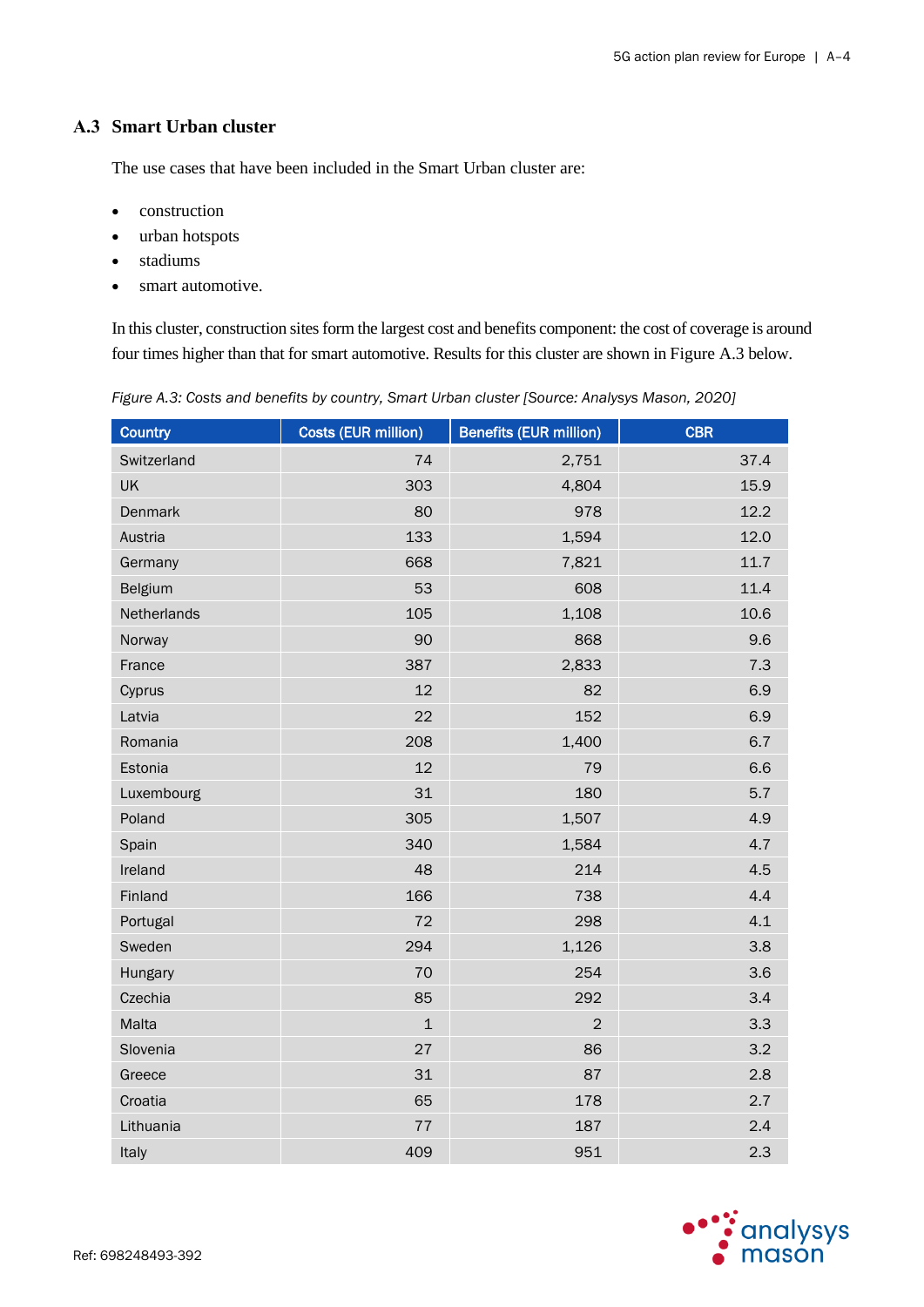## A.3 Smart Urban cluster

The use cases that have been included in the Smart Urban cluster are:

- construction
- urban hotspots
- stadiums
- smart automotive.

In this cluster, construction sites form the largest cost and benefits component: the cost of coverage is around four times higher than that for smart automotive. Results for this cluster are shown in Figure A.3 below.

*Figure A.3: Costs and benefits by country, Smart Urban cluster [Source: Analysys Mason, 2020]*

| Country | Costs (EUR million) | Benefits (EUR million) | CBR |
|---|---|---|---|
| Switzerland | 74 | 2,751 | 37.4 |
| UK | 303 | 4,804 | 15.9 |
| Denmark | 80 | 978 | 12.2 |
| Austria | 133 | 1,594 | 12.0 |
| Germany | 668 | 7,821 | 11.7 |
| Belgium | 53 | 608 | 11.4 |
| Netherlands | 105 | 1,108 | 10.6 |
| Norway | 90 | 868 | 9.6 |
| France | 387 | 2,833 | 7.3 |
| Cyprus | 12 | 82 | 6.9 |
| Latvia | 22 | 152 | 6.9 |
| Romania | 208 | 1,400 | 6.7 |
| Estonia | 12 | 79 | 6.6 |
| Luxembourg | 31 | 180 | 5.7 |
| Poland | 305 | 1,507 | 4.9 |
| Spain | 340 | 1,584 | 4.7 |
| Ireland | 48 | 214 | 4.5 |
| Finland | 166 | 738 | 4.4 |
| Portugal | 72 | 298 | 4.1 |
| Sweden | 294 | 1,126 | 3.8 |
| Hungary | 70 | 254 | 3.6 |
| Czechia | 85 | 292 | 3.4 |
| Malta | 1 | 2 | 3.3 |
| Slovenia | 27 | 86 | 3.2 |
| Greece | 31 | 87 | 2.8 |
| Croatia | 65 | 178 | 2.7 |
| Lithuania | 77 | 187 | 2.4 |
| Italy | 409 | 951 | 2.3 |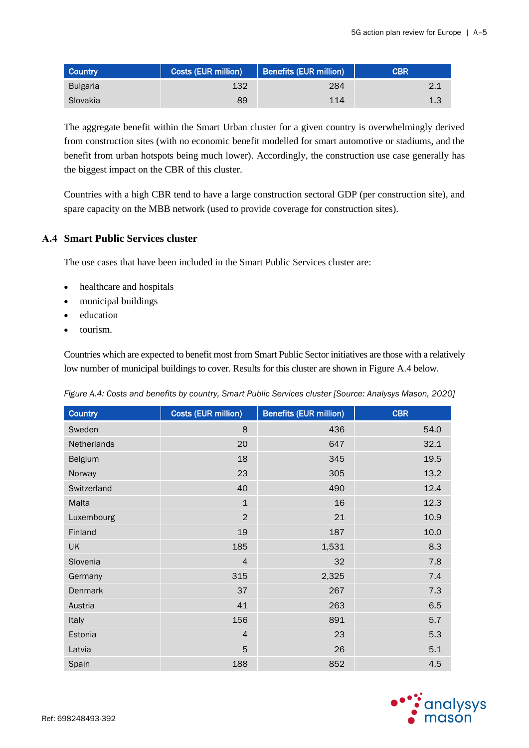| Country | Costs (EUR million) | Benefits (EUR million) | CBR |
|---|---|---|---|
| Bulgaria | 132 | 284 | 2.1 |
| Slovakia | 89 | 114 | 1.3 |

The aggregate benefit within the Smart Urban cluster for a given country is overwhelmingly derived from construction sites (with no economic benefit modelled for smart automotive or stadiums, and the benefit from urban hotspots being much lower). Accordingly, the construction use case generally has the biggest impact on the CBR of this cluster.

Countries with a high CBR tend to have a large construction sectoral GDP (per construction site), and spare capacity on the MBB network (used to provide coverage for construction sites).

## A.4 Smart Public Services cluster

The use cases that have been included in the Smart Public Services cluster are:

- healthcare and hospitals
- municipal buildings
- education
- tourism.

Countries which are expected to benefit most from Smart Public Sector initiatives are those with a relatively low number of municipal buildings to cover. Results for this cluster are shown in Figure A.4 below.

*Figure A.4: Costs and benefits by country, Smart Public Services cluster [Source: Analysys Mason, 2020]*

| Country | Costs (EUR million) | Benefits (EUR million) | CBR |
|---|---|---|---|
| Sweden | 8 | 436 | 54.0 |
| Netherlands | 20 | 647 | 32.1 |
| Belgium | 18 | 345 | 19.5 |
| Norway | 23 | 305 | 13.2 |
| Switzerland | 40 | 490 | 12.4 |
| Malta | 1 | 16 | 12.3 |
| Luxembourg | 2 | 21 | 10.9 |
| Finland | 19 | 187 | 10.0 |
| UK | 185 | 1,531 | 8.3 |
| Slovenia | 4 | 32 | 7.8 |
| Germany | 315 | 2,325 | 7.4 |
| Denmark | 37 | 267 | 7.3 |
| Austria | 41 | 263 | 6.5 |
| Italy | 156 | 891 | 5.7 |
| Estonia | 4 | 23 | 5.3 |
| Latvia | 5 | 26 | 5.1 |
| Spain | 188 | 852 | 4.5 |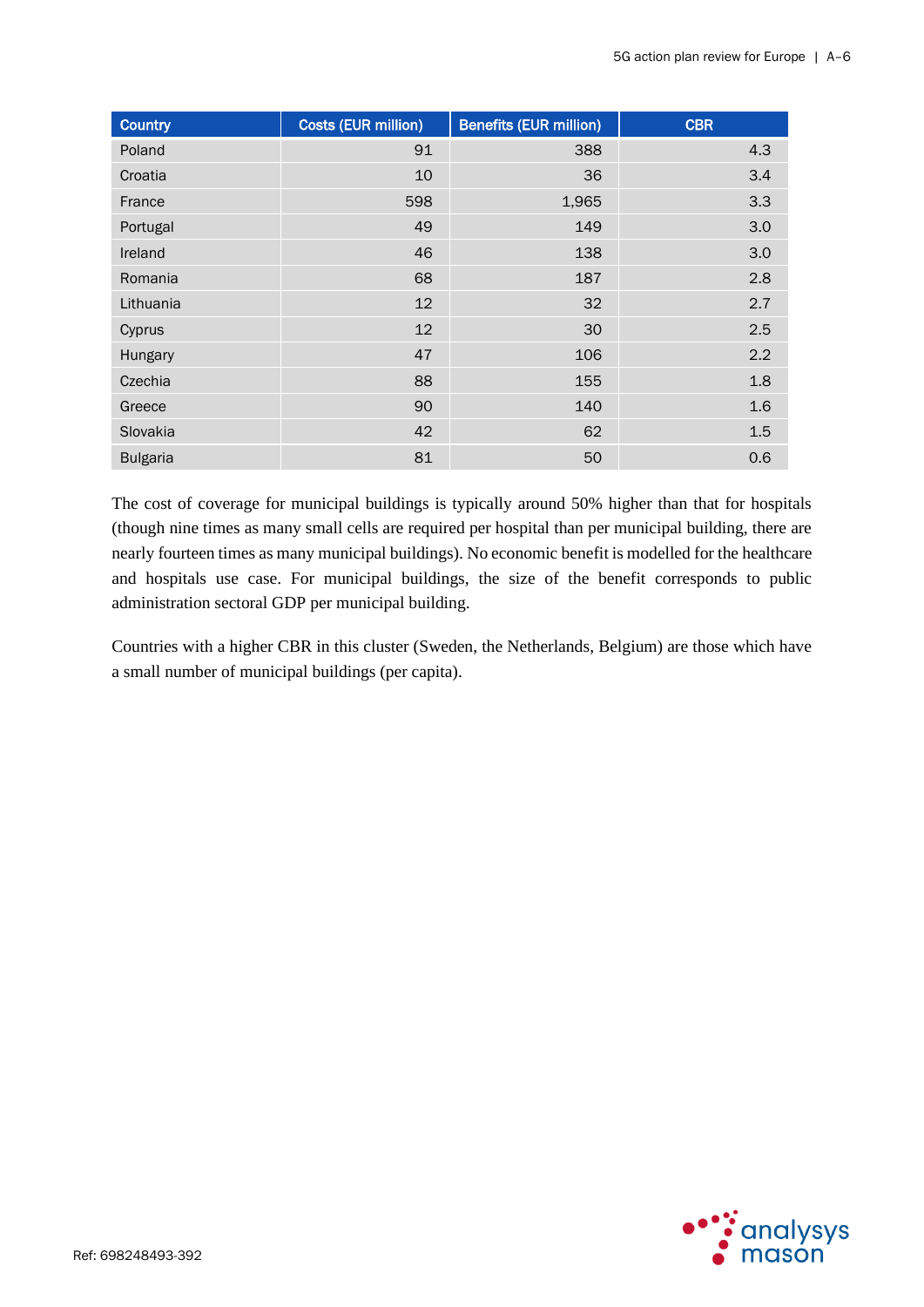| Country | Costs (EUR million) | Benefits (EUR million) | CBR |
|---|---|---|---|
| Poland | 91 | 388 | 4.3 |
| Croatia | 10 | 36 | 3.4 |
| France | 598 | 1,965 | 3.3 |
| Portugal | 49 | 149 | 3.0 |
| Ireland | 46 | 138 | 3.0 |
| Romania | 68 | 187 | 2.8 |
| Lithuania | 12 | 32 | 2.7 |
| Cyprus | 12 | 30 | 2.5 |
| Hungary | 47 | 106 | 2.2 |
| Czechia | 88 | 155 | 1.8 |
| Greece | 90 | 140 | 1.6 |
| Slovakia | 42 | 62 | 1.5 |
| Bulgaria | 81 | 50 | 0.6 |

The cost of coverage for municipal buildings is typically around 50% higher than that for hospitals (though nine times as many small cells are required per hospital than per municipal building, there are nearly fourteen times as many municipal buildings). No economic benefit is modelled for the healthcare and hospitals use case. For municipal buildings, the size of the benefit corresponds to public administration sectoral GDP per municipal building.

Countries with a higher CBR in this cluster (Sweden, the Netherlands, Belgium) are those which have a small number of municipal buildings (per capita).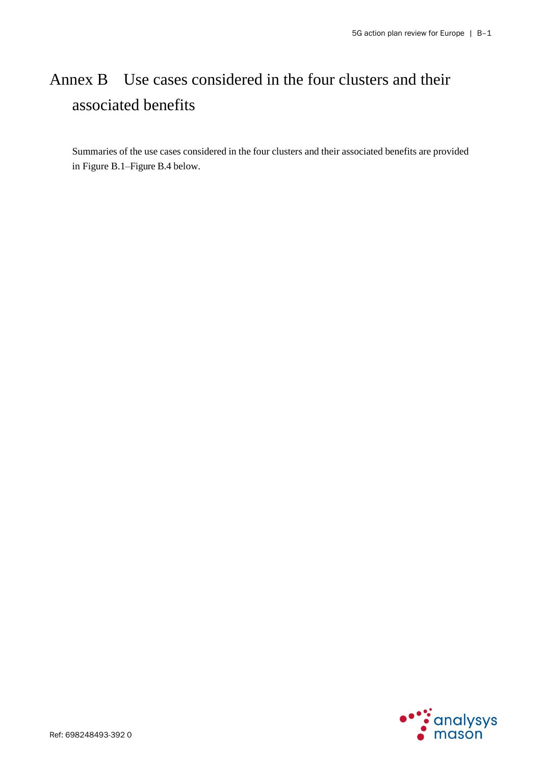# Annex B Use cases considered in the four clusters and their associated benefits

Summaries of the use cases considered in the four clusters and their associated benefits are provided in Figure B.1–Figure B.4 below.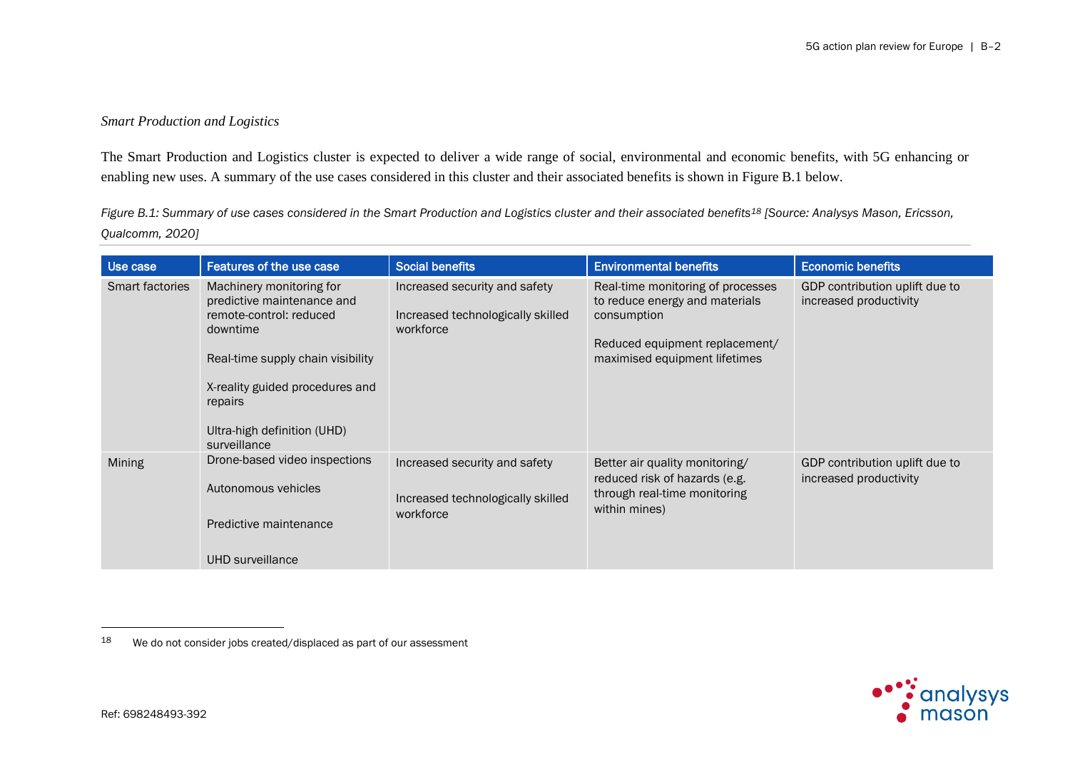*Smart Production and Logistics*

The Smart Production and Logistics cluster is expected to deliver a wide range of social, environmental and economic benefits, with 5G enhancing or enabling new uses. A summary of the use cases considered in this cluster and their associated benefits is shown in Figure B.1 below.

*Figure B.1: Summary of use cases considered in the Smart Production and Logistics cluster and their associated benefits[18] [Source: Analysys Mason, Ericsson, Qualcomm, 2020]*

| Use case | Features of the use case | Social benefits | Environmental benefits | Economic benefits |
|---|---|---|---|---|
| Smart factories | Machinery monitoring for predictive maintenance and remote-control: reduced downtime<br><br>Real-time supply chain visibility<br><br>X-reality guided procedures and repairs<br><br>Ultra-high definition (UHD) surveillance | Increased security and safety<br><br>Increased technologically skilled workforce | Real-time monitoring of processes to reduce energy and materials consumption<br><br>Reduced equipment replacement/ maximised equipment lifetimes | GDP contribution uplift due to increased productivity |
| Mining | Drone-based video inspections<br><br>Autonomous vehicles<br><br>Predictive maintenance<br><br>UHD surveillance | Increased security and safety<br><br>Increased technologically skilled workforce | Better air quality monitoring/ reduced risk of hazards (e.g. through real-time monitoring within mines) | GDP contribution uplift due to increased productivity |

[18] We do not consider jobs created/displaced as part of our assessment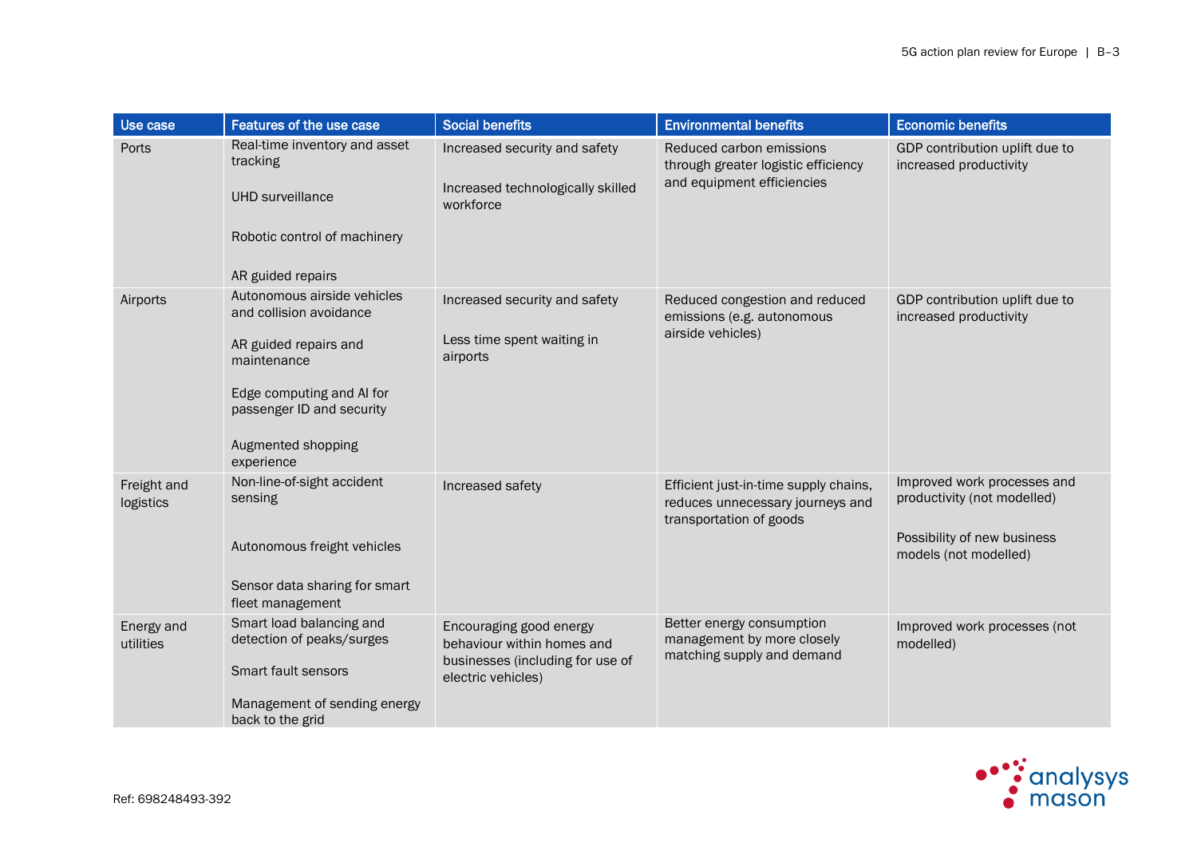| Use case | Features of the use case | Social benefits | Environmental benefits | Economic benefits |
|---|---|---|---|---|
| Ports | Real-time inventory and asset tracking<br><br>UHD surveillance<br><br>Robotic control of machinery<br><br>AR guided repairs | Increased security and safety<br><br>Increased technologically skilled workforce | Reduced carbon emissions through greater logistic efficiency and equipment efficiencies | GDP contribution uplift due to increased productivity |
| Airports | Autonomous airside vehicles and collision avoidance<br><br>AR guided repairs and maintenance<br><br>Edge computing and AI for passenger ID and security<br><br>Augmented shopping experience | Increased security and safety<br><br>Less time spent waiting in airports | Reduced congestion and reduced emissions (e.g. autonomous airside vehicles) | GDP contribution uplift due to increased productivity |
| Freight and logistics | Non-line-of-sight accident sensing<br><br>Autonomous freight vehicles<br><br>Sensor data sharing for smart fleet management | Increased safety | Efficient just-in-time supply chains, reduces unnecessary journeys and transportation of goods | Improved work processes and productivity (not modelled)<br><br>Possibility of new business models (not modelled) |
| Energy and utilities | Smart load balancing and detection of peaks/surges<br><br>Smart fault sensors<br><br>Management of sending energy back to the grid | Encouraging good energy behaviour within homes and businesses (including for use of electric vehicles) | Better energy consumption management by more closely matching supply and demand | Improved work processes (not modelled) |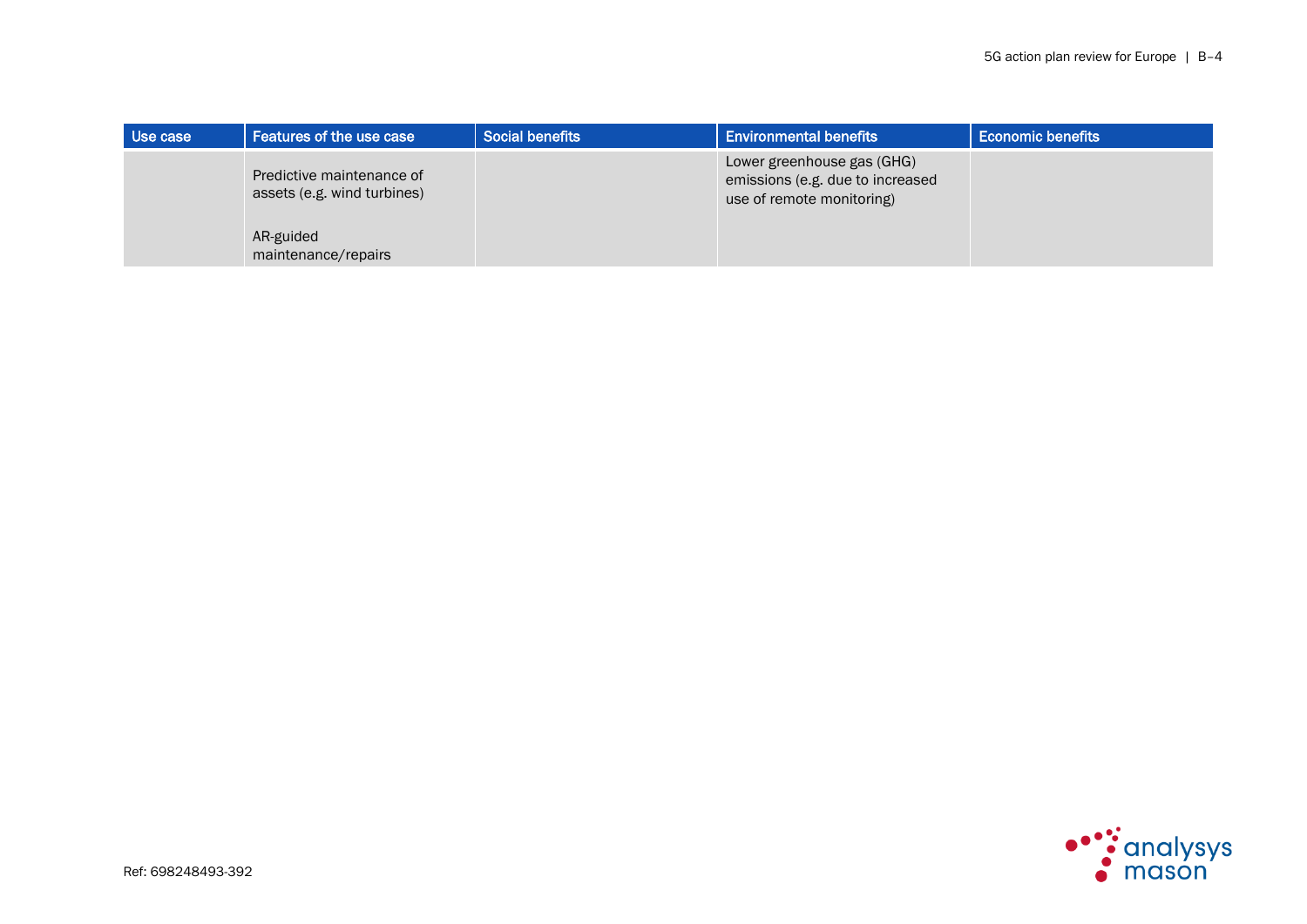| Use case | Features of the use case | Social benefits | Environmental benefits | Economic benefits |
|---|---|---|---|---|
| | Predictive maintenance of assets (e.g. wind turbines)<br><br>AR-guided maintenance/repairs | | Lower greenhouse gas (GHG) emissions (e.g. due to increased use of remote monitoring) | |

Ref: 698248493-392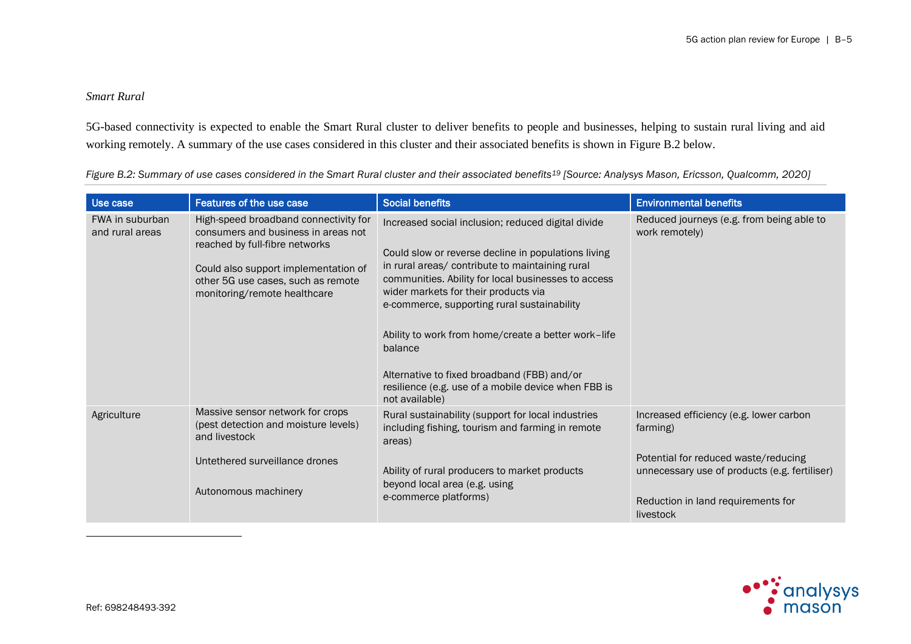*Smart Rural*

5G-based connectivity is expected to enable the Smart Rural cluster to deliver benefits to people and businesses, helping to sustain rural living and aid working remotely. A summary of the use cases considered in this cluster and their associated benefits is shown in Figure B.2 below.

*Figure B.2: Summary of use cases considered in the Smart Rural cluster and their associated benefits[19] [Source: Analysys Mason, Ericsson, Qualcomm, 2020]*

| Use case | Features of the use case | Social benefits | Environmental benefits |
|---|---|---|---|
| FWA in suburban and rural areas | High-speed broadband connectivity for consumers and business in areas not reached by full-fibre networks<br><br>Could also support implementation of other 5G use cases, such as remote monitoring/remote healthcare | Increased social inclusion; reduced digital divide<br><br>Could slow or reverse decline in populations living in rural areas/ contribute to maintaining rural communities. Ability for local businesses to access wider markets for their products via e-commerce, supporting rural sustainability<br><br>Ability to work from home/create a better work–life balance<br><br>Alternative to fixed broadband (FBB) and/or resilience (e.g. use of a mobile device when FBB is not available) | Reduced journeys (e.g. from being able to work remotely) |
| Agriculture | Massive sensor network for crops (pest detection and moisture levels) and livestock<br><br>Untethered surveillance drones<br><br>Autonomous machinery | Rural sustainability (support for local industries including fishing, tourism and farming in remote areas)<br><br>Ability of rural producers to market products beyond local area (e.g. using e-commerce platforms) | Increased efficiency (e.g. lower carbon farming)<br><br>Potential for reduced waste/reducing unnecessary use of products (e.g. fertiliser)<br><br>Reduction in land requirements for livestock |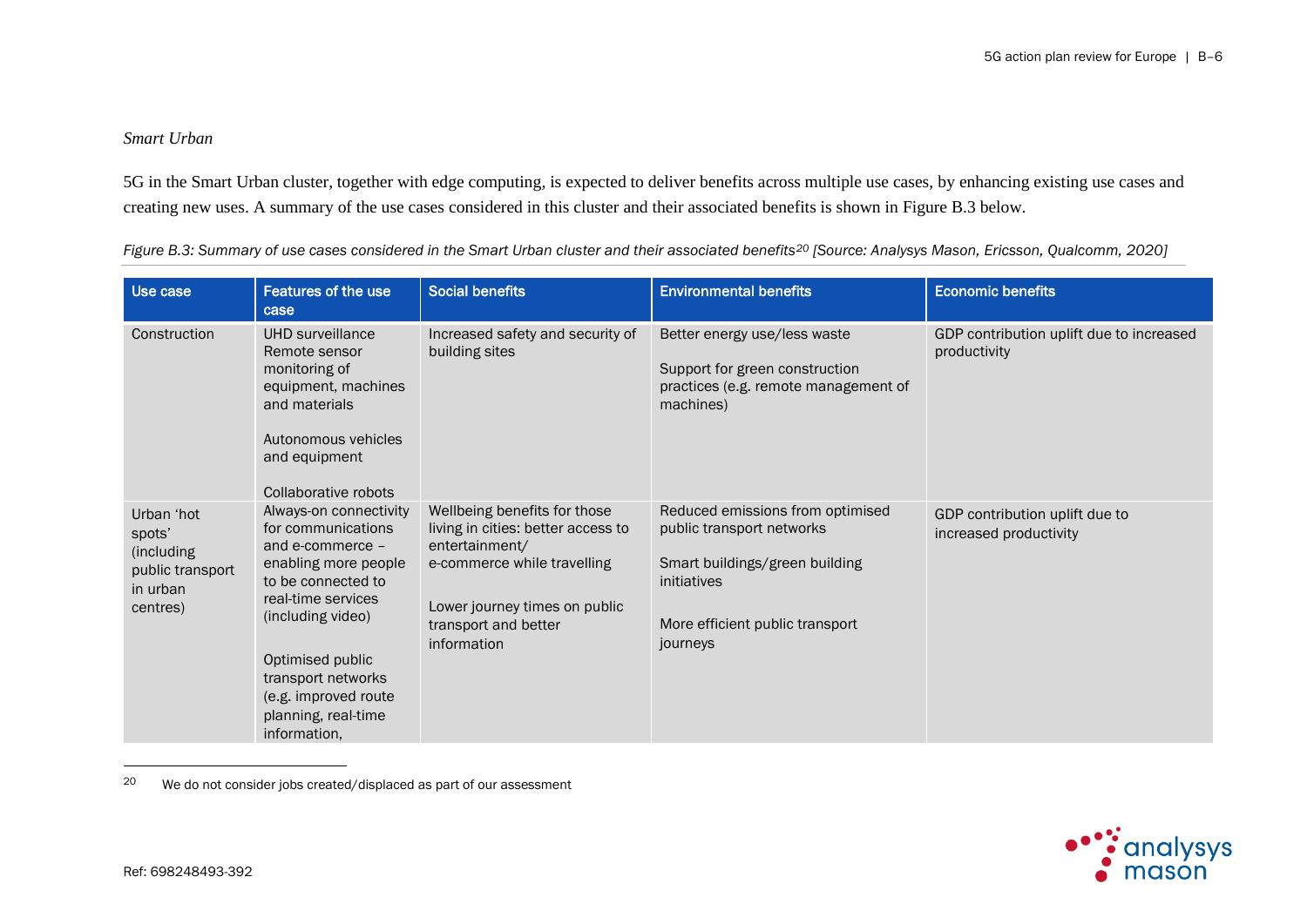*Smart Urban*

5G in the Smart Urban cluster, together with edge computing, is expected to deliver benefits across multiple use cases, by enhancing existing use cases and creating new uses. A summary of the use cases considered in this cluster and their associated benefits is shown in Figure B.3 below.

*Figure B.3: Summary of use cases considered in the Smart Urban cluster and their associated benefits[20] [Source: Analysys Mason, Ericsson, Qualcomm, 2020]*

| Use case | Features of the use case | Social benefits | Environmental benefits | Economic benefits |
|---|---|---|---|---|
| Construction | UHD surveillance<br>Remote sensor monitoring of equipment, machines and materials<br><br>Autonomous vehicles and equipment<br><br>Collaborative robots | Increased safety and security of building sites | Better energy use/less waste<br><br>Support for green construction practices (e.g. remote management of machines) | GDP contribution uplift due to increased productivity |
| Urban 'hot spots' (including public transport in urban centres) | Always-on connectivity for communications and e-commerce – enabling more people to be connected to real-time services (including video)<br><br>Optimised public transport networks (e.g. improved route planning, real-time information, | Wellbeing benefits for those living in cities: better access to entertainment/<br>e-commerce while travelling<br><br>Lower journey times on public transport and better information | Reduced emissions from optimised public transport networks<br><br>Smart buildings/green building initiatives<br><br>More efficient public transport journeys | GDP contribution uplift due to increased productivity |

20 We do not consider jobs created/displaced as part of our assessment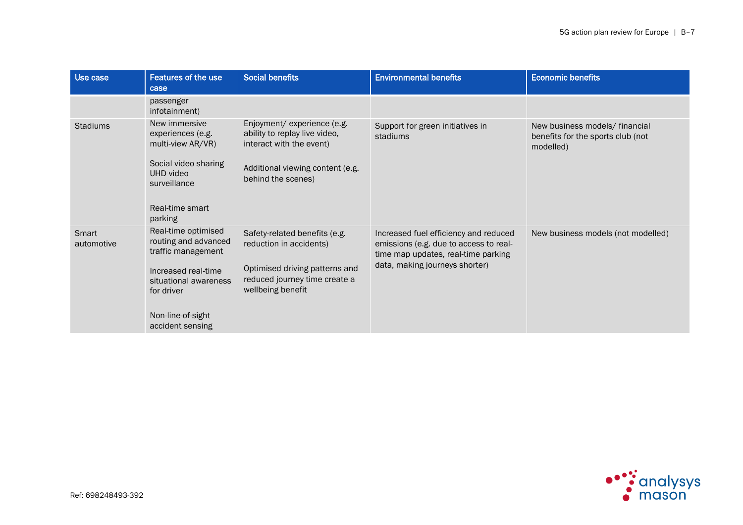| Use case | Features of the use case | Social benefits | Environmental benefits | Economic benefits |
|---|---|---|---|---|
| | passenger infotainment) | | | |
| Stadiums | New immersive experiences (e.g. multi-view AR/VR)<br><br>Social video sharing UHD video surveillance<br><br>Real-time smart parking | Enjoyment/ experience (e.g. ability to replay live video, interact with the event)<br><br>Additional viewing content (e.g. behind the scenes) | Support for green initiatives in stadiums | New business models/ financial benefits for the sports club (not modelled) |
| Smart automotive | Real-time optimised routing and advanced traffic management<br><br>Increased real-time situational awareness for driver<br><br>Non-line-of-sight accident sensing | Safety-related benefits (e.g. reduction in accidents)<br><br>Optimised driving patterns and reduced journey time create a wellbeing benefit | Increased fuel efficiency and reduced emissions (e.g. due to access to real-time map updates, real-time parking data, making journeys shorter) | New business models (not modelled) |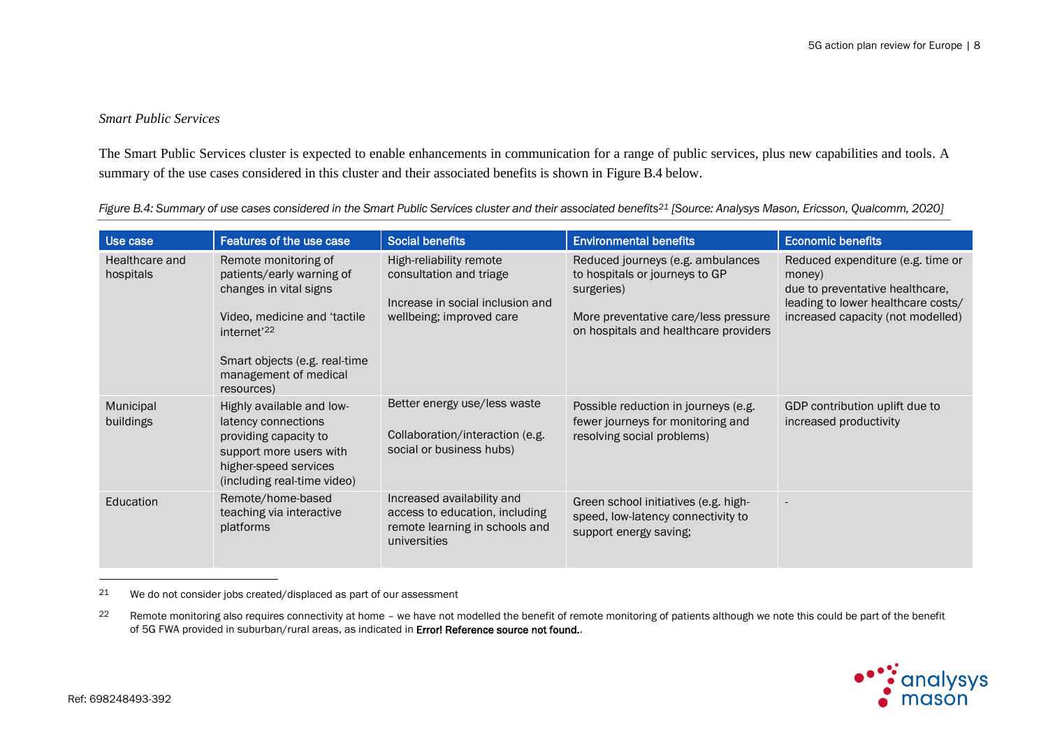*Smart Public Services*

The Smart Public Services cluster is expected to enable enhancements in communication for a range of public services, plus new capabilities and tools. A summary of the use cases considered in this cluster and their associated benefits is shown in Figure B.4 below.

*Figure B.4: Summary of use cases considered in the Smart Public Services cluster and their associated benefits[21] [Source: Analysys Mason, Ericsson, Qualcomm, 2020]*

| Use case | Features of the use case | Social benefits | Environmental benefits | Economic benefits |
|---|---|---|---|---|
| Healthcare and hospitals | Remote monitoring of patients/early warning of changes in vital signs<br><br>Video, medicine and 'tactile internet'[22]<br><br>Smart objects (e.g. real-time management of medical resources) | High-reliability remote consultation and triage<br><br>Increase in social inclusion and wellbeing; improved care | Reduced journeys (e.g. ambulances to hospitals or journeys to GP surgeries)<br><br>More preventative care/less pressure on hospitals and healthcare providers | Reduced expenditure (e.g. time or money) due to preventative healthcare, leading to lower healthcare costs/ increased capacity (not modelled) |
| Municipal buildings | Highly available and low-latency connections providing capacity to support more users with higher-speed services (including real-time video) | Better energy use/less waste<br><br>Collaboration/interaction (e.g. social or business hubs) | Possible reduction in journeys (e.g. fewer journeys for monitoring and resolving social problems) | GDP contribution uplift due to increased productivity |
| Education | Remote/home-based teaching via interactive platforms | Increased availability and access to education, including remote learning in schools and universities | Green school initiatives (e.g. high-speed, low-latency connectivity to support energy saving; | - |

[21] We do not consider jobs created/displaced as part of our assessment

[22] Remote monitoring also requires connectivity at home – we have not modelled the benefit of remote monitoring of patients although we note this could be part of the benefit of 5G FWA provided in suburban/rural areas, as indicated in **Error! Reference source not found.**.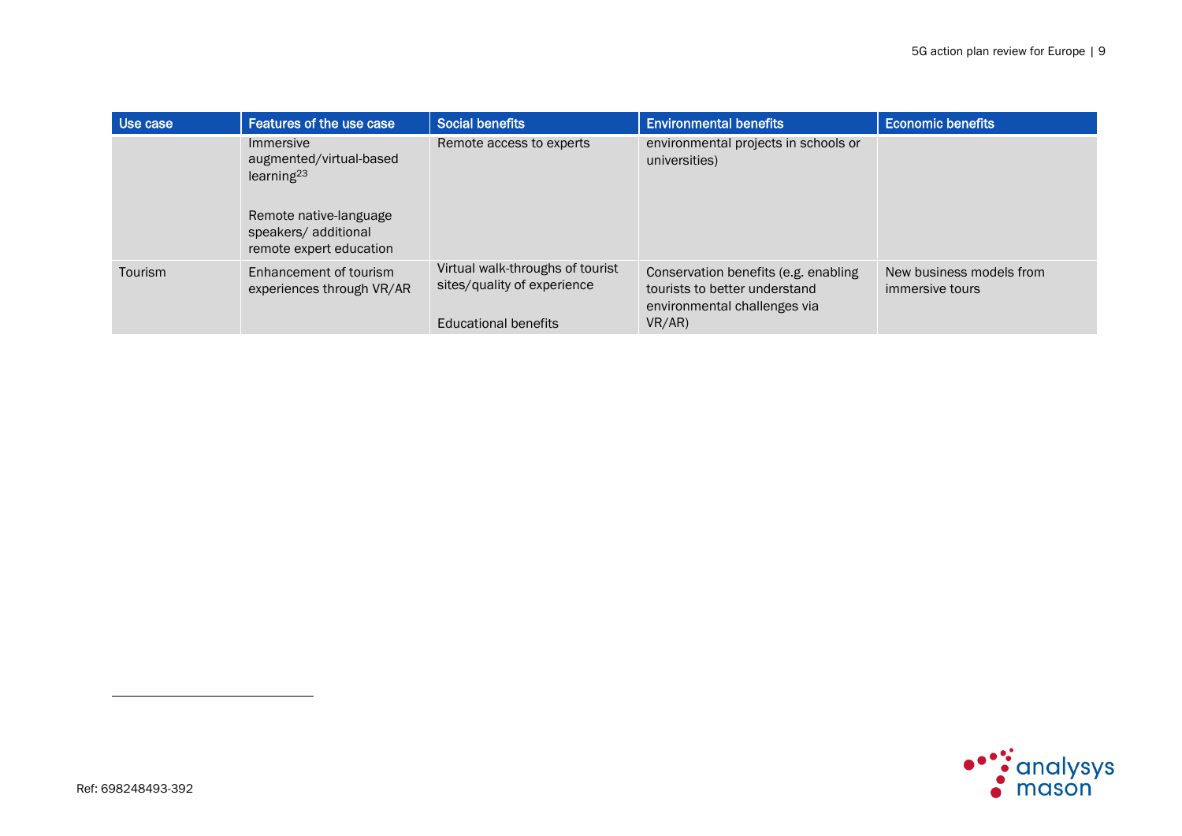| Use case | Features of the use case | Social benefits | Environmental benefits | Economic benefits |
|---|---|---|---|---|
| | Immersive augmented/virtual-based learning[23]<br><br>Remote native-language speakers/ additional remote expert education | Remote access to experts | environmental projects in schools or universities) | |
| Tourism | Enhancement of tourism experiences through VR/AR | Virtual walk-throughs of tourist sites/quality of experience<br><br>Educational benefits | Conservation benefits (e.g. enabling tourists to better understand environmental challenges via VR/AR) | New business models from immersive tours |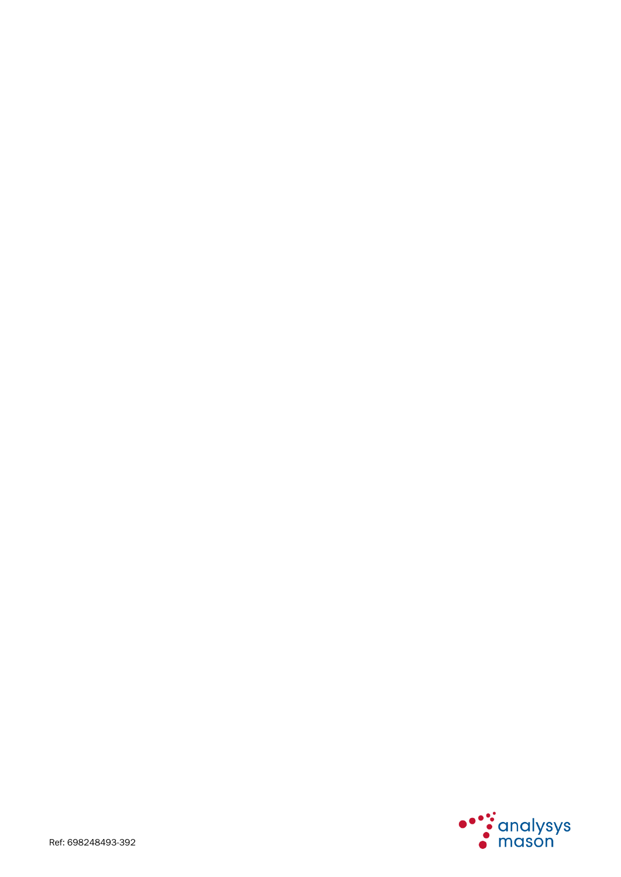Ref: 698248493-392

analysys mason